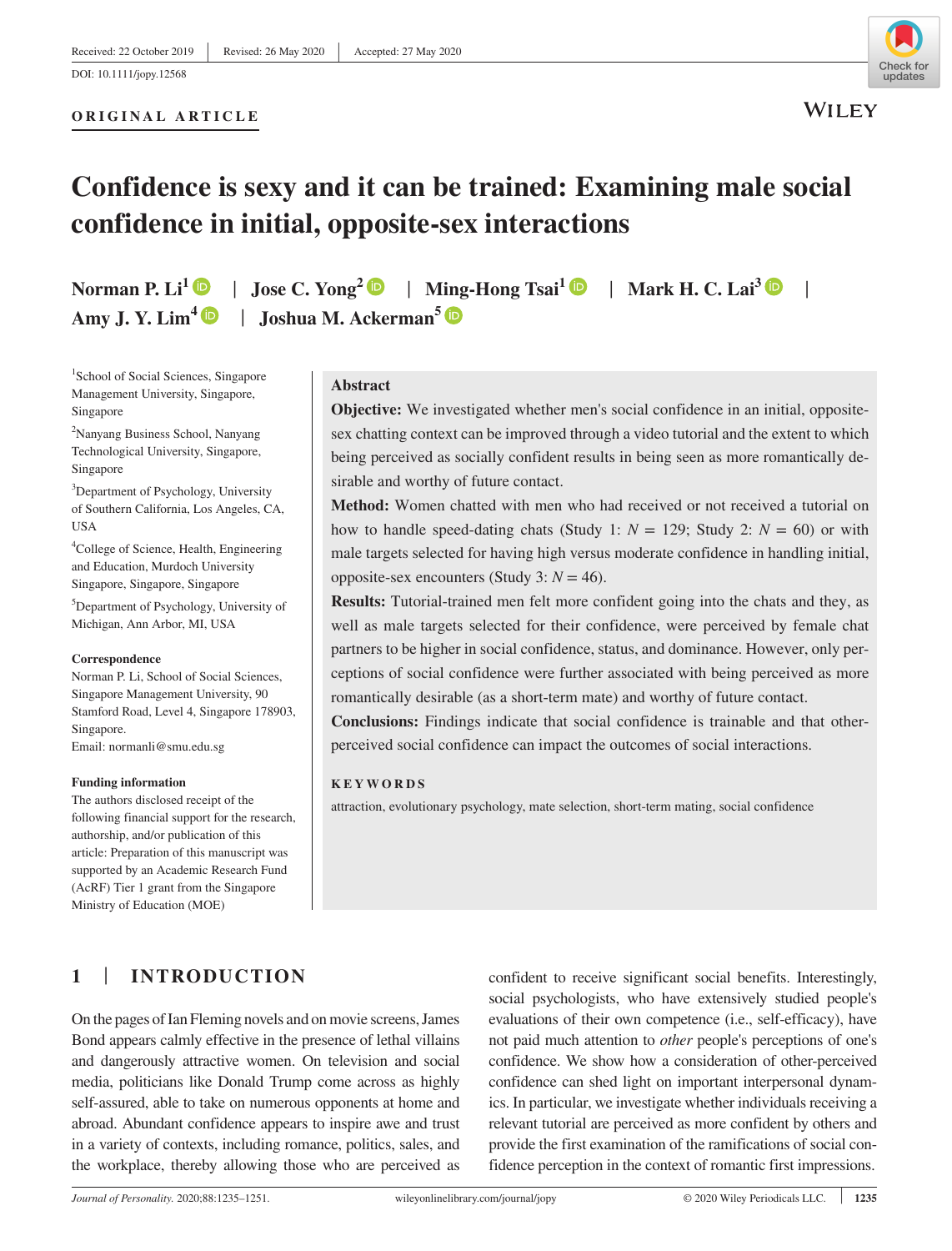Received: 22 October 2019 | Revised: 26 May 2020 | Accepted: 27 May 2020

DOI: 10.1111/jopy.12568

ORIGINAL ARTICLE

# Confidence is sexy and it can be trained: Examining male social confidence in initial, opposite-sex interactions

Norman P. Li[1] | Jose C. Yong[2] | Ming-Hong Tsai[1] | Mark H. C. Lai[3] | Amy J. Y. Lim[4] | Joshua M. Ackerman[5]

[1]School of Social Sciences, Singapore Management University, Singapore, Singapore

[2]Nanyang Business School, Nanyang Technological University, Singapore, Singapore

[3]Department of Psychology, University of Southern California, Los Angeles, CA, USA

[4]College of Science, Health, Engineering and Education, Murdoch University Singapore, Singapore, Singapore

[5]Department of Psychology, University of Michigan, Ann Arbor, MI, USA

**Correspondence**
Norman P. Li, School of Social Sciences, Singapore Management University, 90 Stamford Road, Level 4, Singapore 178903, Singapore.
Email: normanli@smu.edu.sg

**Funding information**
The authors disclosed receipt of the following financial support for the research, authorship, and/or publication of this article: Preparation of this manuscript was supported by an Academic Research Fund (AcRF) Tier 1 grant from the Singapore Ministry of Education (MOE)

## Abstract

**Objective:** We investigated whether men's social confidence in an initial, opposite-sex chatting context can be improved through a video tutorial and the extent to which being perceived as socially confident results in being seen as more romantically desirable and worthy of future contact.

**Method:** Women chatted with men who had received or not received a tutorial on how to handle speed-dating chats (Study 1: $N = 129$; Study 2: $N = 60$) or with male targets selected for having high versus moderate confidence in handling initial, opposite-sex encounters (Study 3: $N = 46$).

**Results:** Tutorial-trained men felt more confident going into the chats and they, as well as male targets selected for their confidence, were perceived by female chat partners to be higher in social confidence, status, and dominance. However, only perceptions of social confidence were further associated with being perceived as more romantically desirable (as a short-term mate) and worthy of future contact.

**Conclusions:** Findings indicate that social confidence is trainable and that other-perceived social confidence can impact the outcomes of social interactions.

**KEYWORDS**

attraction, evolutionary psychology, mate selection, short-term mating, social confidence

## 1 | INTRODUCTION

On the pages of Ian Fleming novels and on movie screens, James Bond appears calmly effective in the presence of lethal villains and dangerously attractive women. On television and social media, politicians like Donald Trump come across as highly self-assured, able to take on numerous opponents at home and abroad. Abundant confidence appears to inspire awe and trust in a variety of contexts, including romance, politics, sales, and the workplace, thereby allowing those who are perceived as confident to receive significant social benefits. Interestingly, social psychologists, who have extensively studied people's evaluations of their own competence (i.e., self-efficacy), have not paid much attention to *other* people's perceptions of one's confidence. We show how a consideration of other-perceived confidence can shed light on important interpersonal dynamics. In particular, we investigate whether individuals receiving a relevant tutorial are perceived as more confident by others and provide the first examination of the ramifications of social confidence perception in the context of romantic first impressions.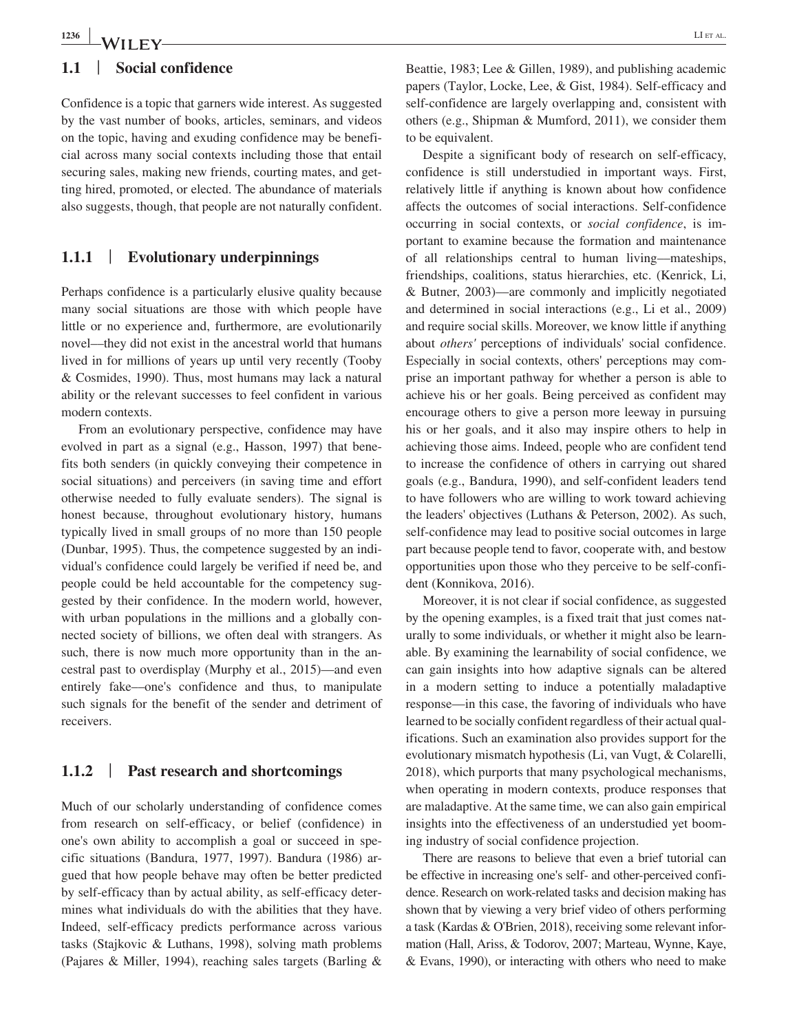## 1.1 | Social confidence

Confidence is a topic that garners wide interest. As suggested by the vast number of books, articles, seminars, and videos on the topic, having and exuding confidence may be beneficial across many social contexts including those that entail securing sales, making new friends, courting mates, and getting hired, promoted, or elected. The abundance of materials also suggests, though, that people are not naturally confident.

### 1.1.1 | Evolutionary underpinnings

Perhaps confidence is a particularly elusive quality because many social situations are those with which people have little or no experience and, furthermore, are evolutionarily novel—they did not exist in the ancestral world that humans lived in for millions of years up until very recently (Tooby & Cosmides, 1990). Thus, most humans may lack a natural ability or the relevant successes to feel confident in various modern contexts.

From an evolutionary perspective, confidence may have evolved in part as a signal (e.g., Hasson, 1997) that benefits both senders (in quickly conveying their competence in social situations) and perceivers (in saving time and effort otherwise needed to fully evaluate senders). The signal is honest because, throughout evolutionary history, humans typically lived in small groups of no more than 150 people (Dunbar, 1995). Thus, the competence suggested by an individual's confidence could largely be verified if need be, and people could be held accountable for the competency suggested by their confidence. In the modern world, however, with urban populations in the millions and a globally connected society of billions, we often deal with strangers. As such, there is now much more opportunity than in the ancestral past to overdisplay (Murphy et al., 2015)—and even entirely fake—one's confidence and thus, to manipulate such signals for the benefit of the sender and detriment of receivers.

### 1.1.2 | Past research and shortcomings

Much of our scholarly understanding of confidence comes from research on self-efficacy, or belief (confidence) in one's own ability to accomplish a goal or succeed in specific situations (Bandura, 1977, 1997). Bandura (1986) argued that how people behave may often be better predicted by self-efficacy than by actual ability, as self-efficacy determines what individuals do with the abilities that they have. Indeed, self-efficacy predicts performance across various tasks (Stajkovic & Luthans, 1998), solving math problems (Pajares & Miller, 1994), reaching sales targets (Barling & Beattie, 1983; Lee & Gillen, 1989), and publishing academic papers (Taylor, Locke, Lee, & Gist, 1984). Self-efficacy and self-confidence are largely overlapping and, consistent with others (e.g., Shipman & Mumford, 2011), we consider them to be equivalent.

Despite a significant body of research on self-efficacy, confidence is still understudied in important ways. First, relatively little if anything is known about how confidence affects the outcomes of social interactions. Self-confidence occurring in social contexts, or *social confidence*, is important to examine because the formation and maintenance of all relationships central to human living—mateships, friendships, coalitions, status hierarchies, etc. (Kenrick, Li, & Butner, 2003)—are commonly and implicitly negotiated and determined in social interactions (e.g., Li et al., 2009) and require social skills. Moreover, we know little if anything about *others'* perceptions of individuals' social confidence. Especially in social contexts, others' perceptions may comprise an important pathway for whether a person is able to achieve his or her goals. Being perceived as confident may encourage others to give a person more leeway in pursuing his or her goals, and it also may inspire others to help in achieving those aims. Indeed, people who are confident tend to increase the confidence of others in carrying out shared goals (e.g., Bandura, 1990), and self-confident leaders tend to have followers who are willing to work toward achieving the leaders' objectives (Luthans & Peterson, 2002). As such, self-confidence may lead to positive social outcomes in large part because people tend to favor, cooperate with, and bestow opportunities upon those who they perceive to be self-confident (Konnikova, 2016).

Moreover, it is not clear if social confidence, as suggested by the opening examples, is a fixed trait that just comes naturally to some individuals, or whether it might also be learnable. By examining the learnability of social confidence, we can gain insights into how adaptive signals can be altered in a modern setting to induce a potentially maladaptive response—in this case, the favoring of individuals who have learned to be socially confident regardless of their actual qualifications. Such an examination also provides support for the evolutionary mismatch hypothesis (Li, van Vugt, & Colarelli, 2018), which purports that many psychological mechanisms, when operating in modern contexts, produce responses that are maladaptive. At the same time, we can also gain empirical insights into the effectiveness of an understudied yet booming industry of social confidence projection.

There are reasons to believe that even a brief tutorial can be effective in increasing one's self- and other-perceived confidence. Research on work-related tasks and decision making has shown that by viewing a very brief video of others performing a task (Kardas & O'Brien, 2018), receiving some relevant information (Hall, Ariss, & Todorov, 2007; Marteau, Wynne, Kaye, & Evans, 1990), or interacting with others who need to make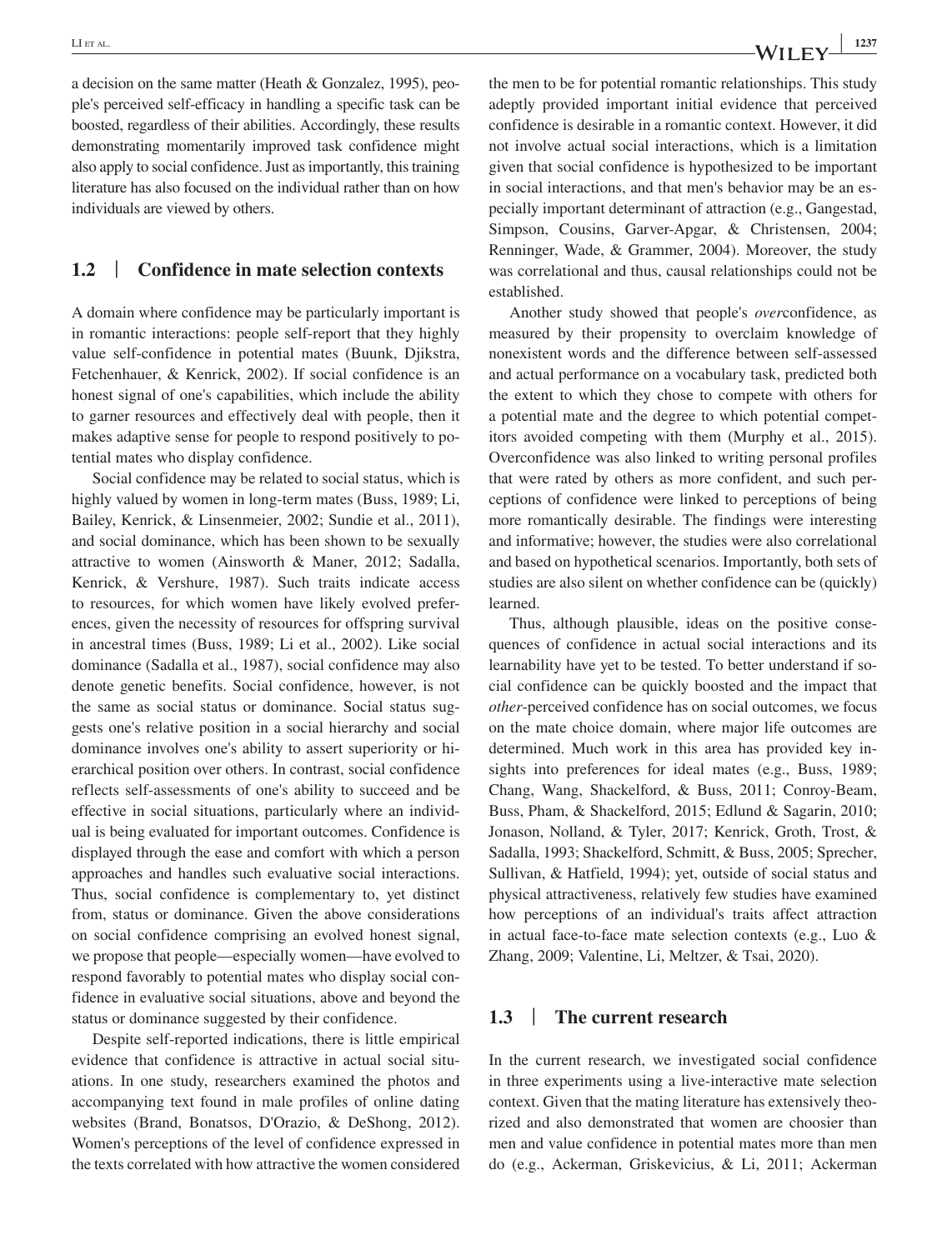a decision on the same matter (Heath & Gonzalez, 1995), people's perceived self-efficacy in handling a specific task can be boosted, regardless of their abilities. Accordingly, these results demonstrating momentarily improved task confidence might also apply to social confidence. Just as importantly, this training literature has also focused on the individual rather than on how individuals are viewed by others.

## 1.2 | Confidence in mate selection contexts

A domain where confidence may be particularly important is in romantic interactions: people self-report that they highly value self-confidence in potential mates (Buunk, Djikstra, Fetchenhauer, & Kenrick, 2002). If social confidence is an honest signal of one's capabilities, which include the ability to garner resources and effectively deal with people, then it makes adaptive sense for people to respond positively to potential mates who display confidence.

Social confidence may be related to social status, which is highly valued by women in long-term mates (Buss, 1989; Li, Bailey, Kenrick, & Linsenmeier, 2002; Sundie et al., 2011), and social dominance, which has been shown to be sexually attractive to women (Ainsworth & Maner, 2012; Sadalla, Kenrick, & Vershure, 1987). Such traits indicate access to resources, for which women have likely evolved preferences, given the necessity of resources for offspring survival in ancestral times (Buss, 1989; Li et al., 2002). Like social dominance (Sadalla et al., 1987), social confidence may also denote genetic benefits. Social confidence, however, is not the same as social status or dominance. Social status suggests one's relative position in a social hierarchy and social dominance involves one's ability to assert superiority or hierarchical position over others. In contrast, social confidence reflects self-assessments of one's ability to succeed and be effective in social situations, particularly where an individual is being evaluated for important outcomes. Confidence is displayed through the ease and comfort with which a person approaches and handles such evaluative social interactions. Thus, social confidence is complementary to, yet distinct from, status or dominance. Given the above considerations on social confidence comprising an evolved honest signal, we propose that people—especially women—have evolved to respond favorably to potential mates who display social confidence in evaluative social situations, above and beyond the status or dominance suggested by their confidence.

Despite self-reported indications, there is little empirical evidence that confidence is attractive in actual social situations. In one study, researchers examined the photos and accompanying text found in male profiles of online dating websites (Brand, Bonatsos, D'Orazio, & DeShong, 2012). Women's perceptions of the level of confidence expressed in the texts correlated with how attractive the women considered the men to be for potential romantic relationships. This study adeptly provided important initial evidence that perceived confidence is desirable in a romantic context. However, it did not involve actual social interactions, which is a limitation given that social confidence is hypothesized to be important in social interactions, and that men's behavior may be an especially important determinant of attraction (e.g., Gangestad, Simpson, Cousins, Garver-Apgar, & Christensen, 2004; Renninger, Wade, & Grammer, 2004). Moreover, the study was correlational and thus, causal relationships could not be established.

Another study showed that people's *over*confidence, as measured by their propensity to overclaim knowledge of nonexistent words and the difference between self-assessed and actual performance on a vocabulary task, predicted both the extent to which they chose to compete with others for a potential mate and the degree to which potential competitors avoided competing with them (Murphy et al., 2015). Overconfidence was also linked to writing personal profiles that were rated by others as more confident, and such perceptions of confidence were linked to perceptions of being more romantically desirable. The findings were interesting and informative; however, the studies were also correlational and based on hypothetical scenarios. Importantly, both sets of studies are also silent on whether confidence can be (quickly) learned.

Thus, although plausible, ideas on the positive consequences of confidence in actual social interactions and its learnability have yet to be tested. To better understand if social confidence can be quickly boosted and the impact that *other*-perceived confidence has on social outcomes, we focus on the mate choice domain, where major life outcomes are determined. Much work in this area has provided key insights into preferences for ideal mates (e.g., Buss, 1989; Chang, Wang, Shackelford, & Buss, 2011; Conroy-Beam, Buss, Pham, & Shackelford, 2015; Edlund & Sagarin, 2010; Jonason, Nolland, & Tyler, 2017; Kenrick, Groth, Trost, & Sadalla, 1993; Shackelford, Schmitt, & Buss, 2005; Sprecher, Sullivan, & Hatfield, 1994); yet, outside of social status and physical attractiveness, relatively few studies have examined how perceptions of an individual's traits affect attraction in actual face-to-face mate selection contexts (e.g., Luo & Zhang, 2009; Valentine, Li, Meltzer, & Tsai, 2020).

## 1.3 | The current research

In the current research, we investigated social confidence in three experiments using a live-interactive mate selection context. Given that the mating literature has extensively theorized and also demonstrated that women are choosier than men and value confidence in potential mates more than men do (e.g., Ackerman, Griskevicius, & Li, 2011; Ackerman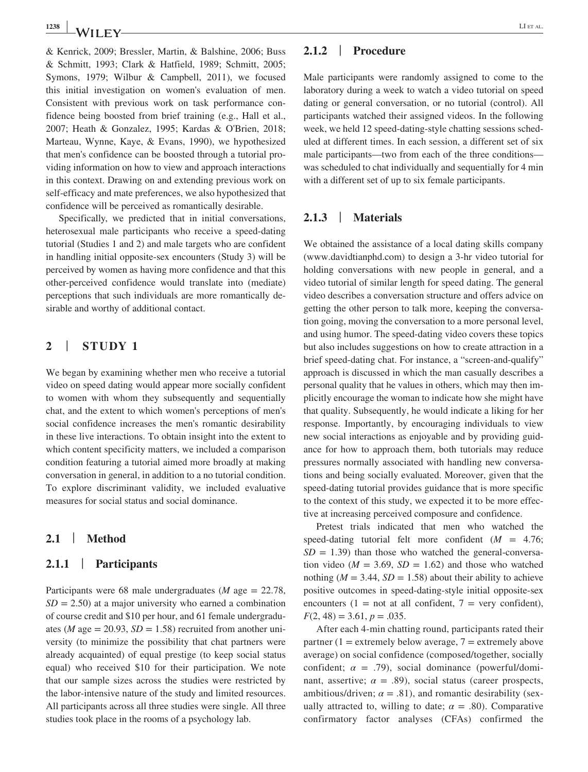& Kenrick, 2009; Bressler, Martin, & Balshine, 2006; Buss & Schmitt, 1993; Clark & Hatfield, 1989; Schmitt, 2005; Symons, 1979; Wilbur & Campbell, 2011), we focused this initial investigation on women's evaluation of men. Consistent with previous work on task performance confidence being boosted from brief training (e.g., Hall et al., 2007; Heath & Gonzalez, 1995; Kardas & O'Brien, 2018; Marteau, Wynne, Kaye, & Evans, 1990), we hypothesized that men's confidence can be boosted through a tutorial providing information on how to view and approach interactions in this context. Drawing on and extending previous work on self-efficacy and mate preferences, we also hypothesized that confidence will be perceived as romantically desirable.

Specifically, we predicted that in initial conversations, heterosexual male participants who receive a speed-dating tutorial (Studies 1 and 2) and male targets who are confident in handling initial opposite-sex encounters (Study 3) will be perceived by women as having more confidence and that this other-perceived confidence would translate into (mediate) perceptions that such individuals are more romantically desirable and worthy of additional contact.

## 2 | STUDY 1

We began by examining whether men who receive a tutorial video on speed dating would appear more socially confident to women with whom they subsequently and sequentially chat, and the extent to which women's perceptions of men's social confidence increases the men's romantic desirability in these live interactions. To obtain insight into the extent to which content specificity matters, we included a comparison condition featuring a tutorial aimed more broadly at making conversation in general, in addition to a no tutorial condition. To explore discriminant validity, we included evaluative measures for social status and social dominance.

### 2.1 | Method

#### 2.1.1 | Participants

Participants were 68 male undergraduates (*M* age = 22.78, *SD* = 2.50) at a major university who earned a combination of course credit and $10 per hour, and 61 female undergraduates (*M* age = 20.93, *SD* = 1.58) recruited from another university (to minimize the possibility that chat partners were already acquainted) of equal prestige (to keep social status equal) who received $10 for their participation. We note that our sample sizes across the studies were restricted by the labor-intensive nature of the study and limited resources. All participants across all three studies were single. All three studies took place in the rooms of a psychology lab.

#### 2.1.2 | Procedure

Male participants were randomly assigned to come to the laboratory during a week to watch a video tutorial on speed dating or general conversation, or no tutorial (control). All participants watched their assigned videos. In the following week, we held 12 speed-dating-style chatting sessions scheduled at different times. In each session, a different set of six male participants—two from each of the three conditions—was scheduled to chat individually and sequentially for 4 min with a different set of up to six female participants.

#### 2.1.3 | Materials

We obtained the assistance of a local dating skills company (www.davidtianphd.com) to design a 3-hr video tutorial for holding conversations with new people in general, and a video tutorial of similar length for speed dating. The general video describes a conversation structure and offers advice on getting the other person to talk more, keeping the conversation going, moving the conversation to a more personal level, and using humor. The speed-dating video covers these topics but also includes suggestions on how to create attraction in a brief speed-dating chat. For instance, a "screen-and-qualify" approach is discussed in which the man casually describes a personal quality that he values in others, which may then implicitly encourage the woman to indicate how she might have that quality. Subsequently, he would indicate a liking for her response. Importantly, by encouraging individuals to view new social interactions as enjoyable and by providing guidance for how to approach them, both tutorials may reduce pressures normally associated with handling new conversations and being socially evaluated. Moreover, given that the speed-dating tutorial provides guidance that is more specific to the context of this study, we expected it to be more effective at increasing perceived composure and confidence.

Pretest trials indicated that men who watched the speed-dating tutorial felt more confident (*M* = 4.76; *SD* = 1.39) than those who watched the general-conversation video (*M* = 3.69, *SD* = 1.62) and those who watched nothing (*M* = 3.44, *SD* = 1.58) about their ability to achieve positive outcomes in speed-dating-style initial opposite-sex encounters (1 = not at all confident, 7 = very confident), $F(2, 48) = 3.61$, $p = .035$.

After each 4-min chatting round, participants rated their partner (1 = extremely below average, 7 = extremely above average) on social confidence (composed/together, socially confident; $\alpha = .79$), social dominance (powerful/dominant, assertive; $\alpha = .89$), social status (career prospects, ambitious/driven; $\alpha = .81$), and romantic desirability (sexually attracted to, willing to date; $\alpha = .80$). Comparative confirmatory factor analyses (CFAs) confirmed the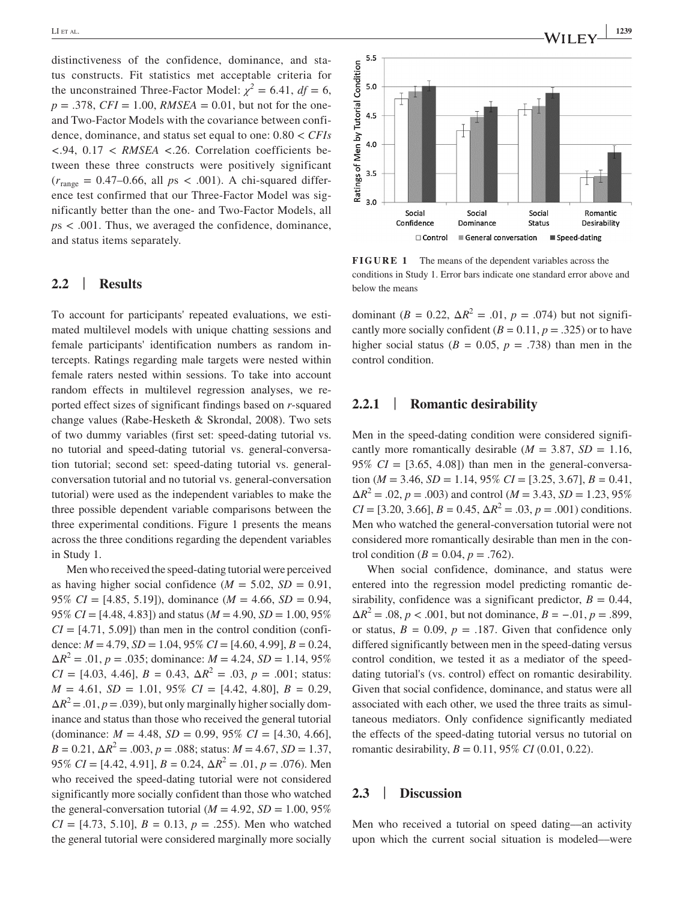distinctiveness of the confidence, dominance, and status constructs. Fit statistics met acceptable criteria for the unconstrained Three-Factor Model: $\chi^2 = 6.41$, $df = 6$, $p = .378$, $CFI = 1.00$, $RMSEA = 0.01$, but not for the one- and Two-Factor Models with the covariance between confidence, dominance, and status set equal to one: $0.80 < CFIs < .94$, $0.17 < RMSEA < .26$. Correlation coefficients between these three constructs were positively significant ($r_{\text{range}} = 0.47–0.66$, all $ps < .001$). A chi-squared difference test confirmed that our Three-Factor Model was significantly better than the one- and Two-Factor Models, all $ps < .001$. Thus, we averaged the confidence, dominance, and status items separately.

## 2.2 | Results

To account for participants' repeated evaluations, we estimated multilevel models with unique chatting sessions and female participants' identification numbers as random intercepts. Ratings regarding male targets were nested within female raters nested within sessions. To take into account random effects in multilevel regression analyses, we reported effect sizes of significant findings based on *r*-squared change values (Rabe-Hesketh & Skrondal, 2008). Two sets of two dummy variables (first set: speed-dating tutorial vs. no tutorial and speed-dating tutorial vs. general-conversation tutorial; second set: speed-dating tutorial vs. general-conversation tutorial and no tutorial vs. general-conversation tutorial) were used as the independent variables to make the three possible dependent variable comparisons between the three experimental conditions. Figure 1 presents the means across the three conditions regarding the dependent variables in Study 1.

Men who received the speed-dating tutorial were perceived as having higher social confidence ($M = 5.02$, $SD = 0.91$, 95% $CI = [4.85, 5.19]$), dominance ($M = 4.66$, $SD = 0.94$, 95% $CI = [4.48, 4.83]$) and status ($M = 4.90$, $SD = 1.00$, 95% $CI = [4.71, 5.09]$) than men in the control condition (confidence: $M = 4.79$, $SD = 1.04$, 95% $CI = [4.60, 4.99]$, $B = 0.24$, $\Delta R^2 = .01$, $p = .035$; dominance: $M = 4.24$, $SD = 1.14$, 95% $CI = [4.03, 4.46]$, $B = 0.43$, $\Delta R^2 = .03$, $p = .001$; status: $M = 4.61$, $SD = 1.01$, 95% $CI = [4.42, 4.80]$, $B = 0.29$, $\Delta R^2 = .01$, $p = .039$), but only marginally higher socially dominance and status than those who received the general tutorial (dominance: $M = 4.48$, $SD = 0.99$, 95% $CI = [4.30, 4.66]$, $B = 0.21$, $\Delta R^2 = .003$, $p = .088$; status: $M = 4.67$, $SD = 1.37$, 95% $CI = [4.42, 4.91]$, $B = 0.24$, $\Delta R^2 = .01$, $p = .076$). Men who received the speed-dating tutorial were not considered significantly more socially confident than those who watched the general-conversation tutorial ($M = 4.92$, $SD = 1.00$, 95% $CI = [4.73, 5.10]$, $B = 0.13$, $p = .255$). Men who watched the general tutorial were considered marginally more socially dominant ($B = 0.22$, $\Delta R^2 = .01$, $p = .074$) but not significantly more socially confident ($B = 0.11$, $p = .325$) or to have higher social status ($B = 0.05$, $p = .738$) than men in the control condition.

**FIGURE 1** The means of the dependent variables across the conditions in Study 1. Error bars indicate one standard error above and below the means

### 2.2.1 | Romantic desirability

Men in the speed-dating condition were considered significantly more romantically desirable ($M = 3.87$, $SD = 1.16$, 95% $CI = [3.65, 4.08]$) than men in the general-conversation ($M = 3.46$, $SD = 1.14$, 95% $CI = [3.25, 3.67]$, $B = 0.41$, $\Delta R^2 = .02$, $p = .003$) and control ($M = 3.43$, $SD = 1.23$, 95% $CI = [3.20, 3.66]$, $B = 0.45$, $\Delta R^2 = .03$, $p = .001$) conditions. Men who watched the general-conversation tutorial were not considered more romantically desirable than men in the control condition ($B = 0.04$, $p = .762$).

When social confidence, dominance, and status were entered into the regression model predicting romantic desirability, confidence was a significant predictor, $B = 0.44$, $\Delta R^2 = .08$, $p < .001$, but not dominance, $B = -.01$, $p = .899$, or status, $B = 0.09$, $p = .187$. Given that confidence only differed significantly between men in the speed-dating versus control condition, we tested it as a mediator of the speed-dating tutorial's (vs. control) effect on romantic desirability. Given that social confidence, dominance, and status were all associated with each other, we used the three traits as simultaneous mediators. Only confidence significantly mediated the effects of the speed-dating tutorial versus no tutorial on romantic desirability, $B = 0.11$, 95% $CI$ (0.01, 0.22).

## 2.3 | Discussion

Men who received a tutorial on speed dating—an activity upon which the current social situation is modeled—were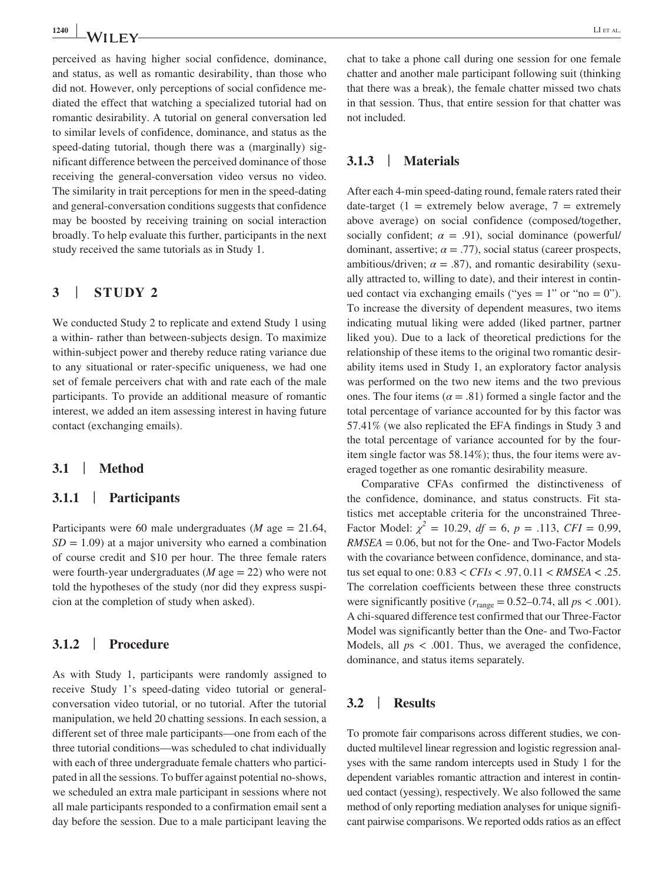perceived as having higher social confidence, dominance, and status, as well as romantic desirability, than those who did not. However, only perceptions of social confidence mediated the effect that watching a specialized tutorial had on romantic desirability. A tutorial on general conversation led to similar levels of confidence, dominance, and status as the speed-dating tutorial, though there was a (marginally) significant difference between the perceived dominance of those receiving the general-conversation video versus no video. The similarity in trait perceptions for men in the speed-dating and general-conversation conditions suggests that confidence may be boosted by receiving training on social interaction broadly. To help evaluate this further, participants in the next study received the same tutorials as in Study 1.

## 3 | STUDY 2

We conducted Study 2 to replicate and extend Study 1 using a within- rather than between-subjects design. To maximize within-subject power and thereby reduce rating variance due to any situational or rater-specific uniqueness, we had one set of female perceivers chat with and rate each of the male participants. To provide an additional measure of romantic interest, we added an item assessing interest in having future contact (exchanging emails).

### 3.1 | Method

#### 3.1.1 | Participants

Participants were 60 male undergraduates (*M* age = 21.64, *SD* = 1.09) at a major university who earned a combination of course credit and $10 per hour. The three female raters were fourth-year undergraduates (*M* age = 22) who were not told the hypotheses of the study (nor did they express suspicion at the completion of study when asked).

#### 3.1.2 | Procedure

As with Study 1, participants were randomly assigned to receive Study 1's speed-dating video tutorial or general-conversation video tutorial, or no tutorial. After the tutorial manipulation, we held 20 chatting sessions. In each session, a different set of three male participants—one from each of the three tutorial conditions—was scheduled to chat individually with each of three undergraduate female chatters who participated in all the sessions. To buffer against potential no-shows, we scheduled an extra male participant in sessions where not all male participants responded to a confirmation email sent a day before the session. Due to a male participant leaving the chat to take a phone call during one session for one female chatter and another male participant following suit (thinking that there was a break), the female chatter missed two chats in that session. Thus, that entire session for that chatter was not included.

#### 3.1.3 | Materials

After each 4-min speed-dating round, female raters rated their date-target (1 = extremely below average, 7 = extremely above average) on social confidence (composed/together, socially confident; $\alpha = .91$), social dominance (powerful/dominant, assertive; $\alpha = .77$), social status (career prospects, ambitious/driven; $\alpha = .87$), and romantic desirability (sexually attracted to, willing to date), and their interest in continued contact via exchanging emails ("yes = 1" or "no = 0"). To increase the diversity of dependent measures, two items indicating mutual liking were added (liked partner, partner liked you). Due to a lack of theoretical predictions for the relationship of these items to the original two romantic desirability items used in Study 1, an exploratory factor analysis was performed on the two new items and the two previous ones. The four items ($\alpha = .81$) formed a single factor and the total percentage of variance accounted for by this factor was 57.41% (we also replicated the EFA findings in Study 3 and the total percentage of variance accounted for by the four-item single factor was 58.14%); thus, the four items were averaged together as one romantic desirability measure.

Comparative CFAs confirmed the distinctiveness of the confidence, dominance, and status constructs. Fit statistics met acceptable criteria for the unconstrained Three-Factor Model: $\chi^2 = 10.29$, $df = 6$, $p = .113$, $CFI = 0.99$, $RMSEA = 0.06$, but not for the One- and Two-Factor Models with the covariance between confidence, dominance, and status set equal to one: $0.83 < CFIs < .97$, $0.11 < RMSEA < .25$. The correlation coefficients between these three constructs were significantly positive ($r_{\text{range}} = 0.52–0.74$, all $ps < .001$). A chi-squared difference test confirmed that our Three-Factor Model was significantly better than the One- and Two-Factor Models, all $ps < .001$. Thus, we averaged the confidence, dominance, and status items separately.

### 3.2 | Results

To promote fair comparisons across different studies, we conducted multilevel linear regression and logistic regression analyses with the same random intercepts used in Study 1 for the dependent variables romantic attraction and interest in continued contact (yessing), respectively. We also followed the same method of only reporting mediation analyses for unique significant pairwise comparisons. We reported odds ratios as an effect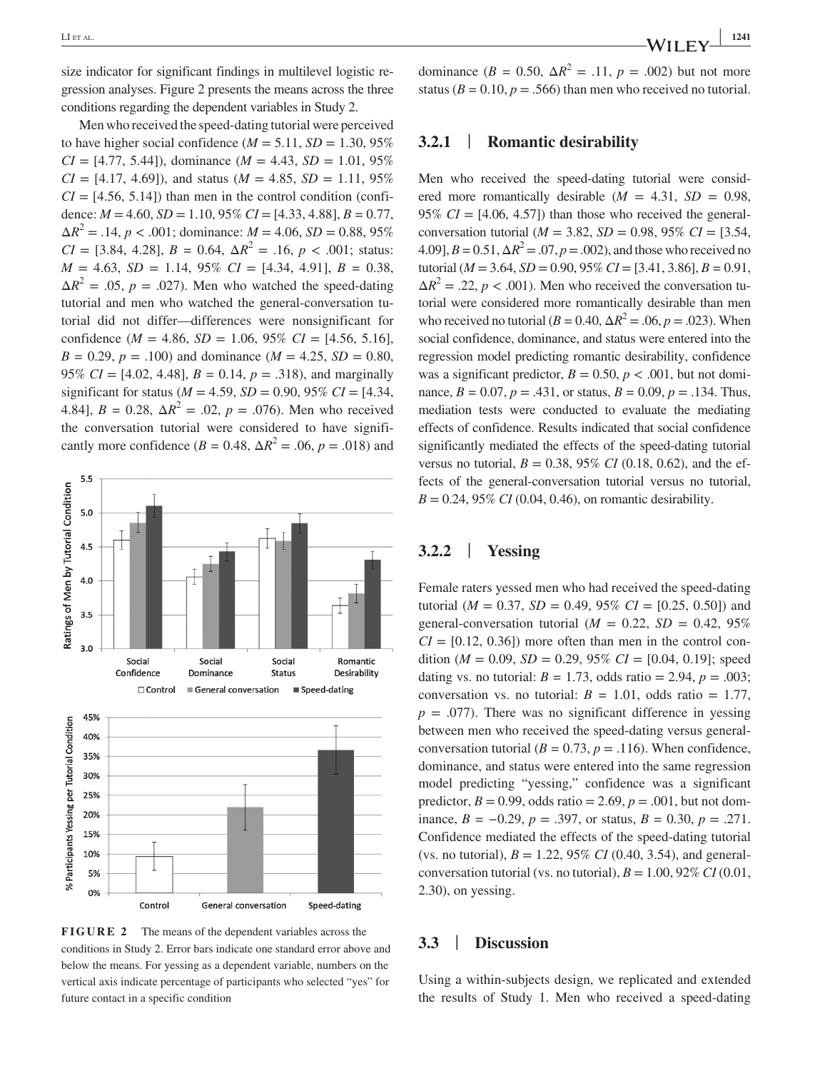size indicator for significant findings in multilevel logistic regression analyses. Figure 2 presents the means across the three conditions regarding the dependent variables in Study 2.

Men who received the speed-dating tutorial were perceived to have higher social confidence ($M$ = 5.11, $SD$ = 1.30, 95% $CI$ = [4.77, 5.44]), dominance ($M$ = 4.43, $SD$ = 1.01, 95% $CI$ = [4.17, 4.69]), and status ($M$ = 4.85, $SD$ = 1.11, 95% $CI$ = [4.56, 5.14]) than men in the control condition (confidence: $M$ = 4.60, $SD$ = 1.10, 95% $CI$ = [4.33, 4.88], $B$ = 0.77, $\Delta R^2$ = .14, $p$ < .001; dominance: $M$ = 4.06, $SD$ = 0.88, 95% $CI$ = [3.84, 4.28], $B$ = 0.64, $\Delta R^2$ = .16, $p$ < .001; status: $M$ = 4.63, $SD$ = 1.14, 95% $CI$ = [4.34, 4.91], $B$ = 0.38, $\Delta R^2$ = .05, $p$ = .027). Men who watched the speed-dating tutorial and men who watched the general-conversation tutorial did not differ—differences were nonsignificant for confidence ($M$ = 4.86, $SD$ = 1.06, 95% $CI$ = [4.56, 5.16], $B$ = 0.29, $p$ = .100) and dominance ($M$ = 4.25, $SD$ = 0.80, 95% $CI$ = [4.02, 4.48], $B$ = 0.14, $p$ = .318), and marginally significant for status ($M$ = 4.59, $SD$ = 0.90, 95% $CI$ = [4.34, 4.84], $B$ = 0.28, $\Delta R^2$ = .02, $p$ = .076). Men who received the conversation tutorial were considered to have significantly more confidence ($B$ = 0.48, $\Delta R^2$ = .06, $p$ = .018) and dominance ($B$ = 0.50, $\Delta R^2$ = .11, $p$ = .002) but not more status ($B$ = 0.10, $p$ = .566) than men who received no tutorial.

**FIGURE 2** The means of the dependent variables across the conditions in Study 2. Error bars indicate one standard error above and below the means. For yessing as a dependent variable, numbers on the vertical axis indicate percentage of participants who selected "yes" for future contact in a specific condition

### 3.2.1 | Romantic desirability

Men who received the speed-dating tutorial were considered more romantically desirable ($M$ = 4.31, $SD$ = 0.98, 95% $CI$ = [4.06, 4.57]) than those who received the general-conversation tutorial ($M$ = 3.82, $SD$ = 0.98, 95% $CI$ = [3.54, 4.09], $B$ = 0.51, $\Delta R^2$ = .07, $p$ = .002), and those who received no tutorial ($M$ = 3.64, $SD$ = 0.90, 95% $CI$ = [3.41, 3.86], $B$ = 0.91, $\Delta R^2$ = .22, $p$ < .001). Men who received the conversation tutorial were considered more romantically desirable than men who received no tutorial ($B$ = 0.40, $\Delta R^2$ = .06, $p$ = .023). When social confidence, dominance, and status were entered into the regression model predicting romantic desirability, confidence was a significant predictor, $B$ = 0.50, $p$ < .001, but not dominance, $B$ = 0.07, $p$ = .431, or status, $B$ = 0.09, $p$ = .134. Thus, mediation tests were conducted to evaluate the mediating effects of confidence. Results indicated that social confidence significantly mediated the effects of the speed-dating tutorial versus no tutorial, $B$ = 0.38, 95% $CI$ (0.18, 0.62), and the effects of the general-conversation tutorial versus no tutorial, $B$ = 0.24, 95% $CI$ (0.04, 0.46), on romantic desirability.

### 3.2.2 | Yessing

Female raters yessed men who had received the speed-dating tutorial ($M$ = 0.37, $SD$ = 0.49, 95% $CI$ = [0.25, 0.50]) and general-conversation tutorial ($M$ = 0.22, $SD$ = 0.42, 95% $CI$ = [0.12, 0.36]) more often than men in the control condition ($M$ = 0.09, $SD$ = 0.29, 95% $CI$ = [0.04, 0.19]; speed dating vs. no tutorial: $B$ = 1.73, odds ratio = 2.94, $p$ = .003; conversation vs. no tutorial: $B$ = 1.01, odds ratio = 1.77, $p$ = .077). There was no significant difference in yessing between men who received the speed-dating versus general-conversation tutorial ($B$ = 0.73, $p$ = .116). When confidence, dominance, and status were entered into the same regression model predicting "yessing," confidence was a significant predictor, $B$ = 0.99, odds ratio = 2.69, $p$ = .001, but not dominance, $B$ = −0.29, $p$ = .397, or status, $B$ = 0.30, $p$ = .271. Confidence mediated the effects of the speed-dating tutorial (vs. no tutorial), $B$ = 1.22, 95% $CI$ (0.40, 3.54), and general-conversation tutorial (vs. no tutorial), $B$ = 1.00, 92% $CI$ (0.01, 2.30), on yessing.

## 3.3 | Discussion

Using a within-subjects design, we replicated and extended the results of Study 1. Men who received a speed-dating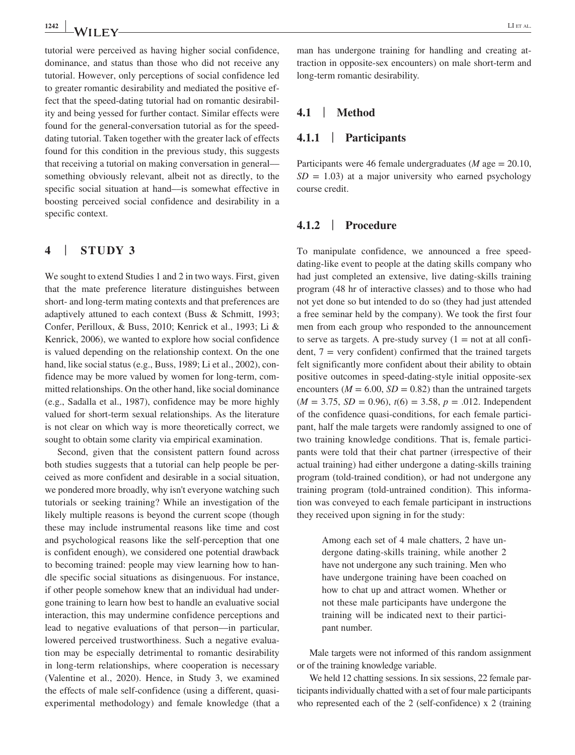tutorial were perceived as having higher social confidence, dominance, and status than those who did not receive any tutorial. However, only perceptions of social confidence led to greater romantic desirability and mediated the positive effect that the speed-dating tutorial had on romantic desirability and being yessed for further contact. Similar effects were found for the general-conversation tutorial as for the speed-dating tutorial. Taken together with the greater lack of effects found for this condition in the previous study, this suggests that receiving a tutorial on making conversation in general—something obviously relevant, albeit not as directly, to the specific social situation at hand—is somewhat effective in boosting perceived social confidence and desirability in a specific context.

## 4 | STUDY 3

We sought to extend Studies 1 and 2 in two ways. First, given that the mate preference literature distinguishes between short- and long-term mating contexts and that preferences are adaptively attuned to each context (Buss & Schmitt, 1993; Confer, Perilloux, & Buss, 2010; Kenrick et al., 1993; Li & Kenrick, 2006), we wanted to explore how social confidence is valued depending on the relationship context. On the one hand, like social status (e.g., Buss, 1989; Li et al., 2002), confidence may be more valued by women for long-term, committed relationships. On the other hand, like social dominance (e.g., Sadalla et al., 1987), confidence may be more highly valued for short-term sexual relationships. As the literature is not clear on which way is more theoretically correct, we sought to obtain some clarity via empirical examination.

Second, given that the consistent pattern found across both studies suggests that a tutorial can help people be perceived as more confident and desirable in a social situation, we pondered more broadly, why isn't everyone watching such tutorials or seeking training? While an investigation of the likely multiple reasons is beyond the current scope (though these may include instrumental reasons like time and cost and psychological reasons like the self-perception that one is confident enough), we considered one potential drawback to becoming trained: people may view learning how to handle specific social situations as disingenuous. For instance, if other people somehow knew that an individual had undergone training to learn how best to handle an evaluative social interaction, this may undermine confidence perceptions and lead to negative evaluations of that person—in particular, lowered perceived trustworthiness. Such a negative evaluation may be especially detrimental to romantic desirability in long-term relationships, where cooperation is necessary (Valentine et al., 2020). Hence, in Study 3, we examined the effects of male self-confidence (using a different, quasi-experimental methodology) and female knowledge (that a man has undergone training for handling and creating attraction in opposite-sex encounters) on male short-term and long-term romantic desirability.

### 4.1 | Method

#### 4.1.1 | Participants

Participants were 46 female undergraduates (*M* age = 20.10, *SD* = 1.03) at a major university who earned psychology course credit.

#### 4.1.2 | Procedure

To manipulate confidence, we announced a free speed-dating-like event to people at the dating skills company who had just completed an extensive, live dating-skills training program (48 hr of interactive classes) and to those who had not yet done so but intended to do so (they had just attended a free seminar held by the company). We took the first four men from each group who responded to the announcement to serve as targets. A pre-study survey (1 = not at all confident, 7 = very confident) confirmed that the trained targets felt significantly more confident about their ability to obtain positive outcomes in speed-dating-style initial opposite-sex encounters ($M = 6.00$, $SD = 0.82$) than the untrained targets ($M = 3.75$, $SD = 0.96$), $t(6) = 3.58$, $p = .012$. Independent of the confidence quasi-conditions, for each female participant, half the male targets were randomly assigned to one of two training knowledge conditions. That is, female participants were told that their chat partner (irrespective of their actual training) had either undergone a dating-skills training program (told-trained condition), or had not undergone any training program (told-untrained condition). This information was conveyed to each female participant in instructions they received upon signing in for the study:

> Among each set of 4 male chatters, 2 have undergone dating-skills training, while another 2 have not undergone any such training. Men who have undergone training have been coached on how to chat up and attract women. Whether or not these male participants have undergone the training will be indicated next to their participant number.

Male targets were not informed of this random assignment or of the training knowledge variable.

We held 12 chatting sessions. In six sessions, 22 female participants individually chatted with a set of four male participants who represented each of the 2 (self-confidence) x 2 (training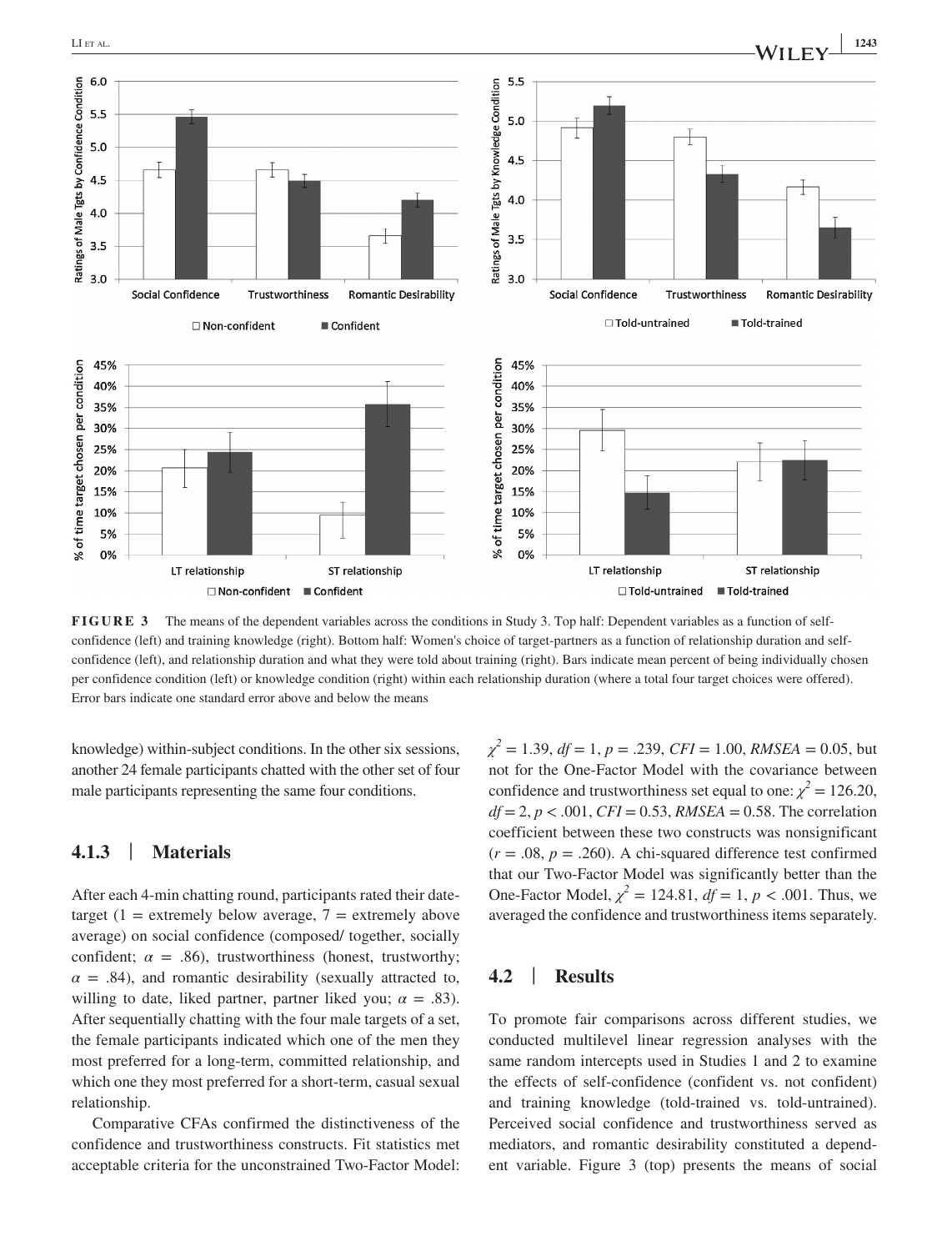FIGURE 3 The means of the dependent variables across the conditions in Study 3. Top half: Dependent variables as a function of self-confidence (left) and training knowledge (right). Bottom half: Women's choice of target-partners as a function of relationship duration and self-confidence (left), and relationship duration and what they were told about training (right). Bars indicate mean percent of being individually chosen per confidence condition (left) or knowledge condition (right) within each relationship duration (where a total four target choices were offered). Error bars indicate one standard error above and below the means

knowledge) within-subject conditions. In the other six sessions, another 24 female participants chatted with the other set of four male participants representing the same four conditions.

### 4.1.3 | Materials

After each 4-min chatting round, participants rated their date-target (1 = extremely below average, 7 = extremely above average) on social confidence (composed/ together, socially confident; $\alpha$ = .86), trustworthiness (honest, trustworthy; $\alpha$ = .84), and romantic desirability (sexually attracted to, willing to date, liked partner, partner liked you; $\alpha$ = .83). After sequentially chatting with the four male targets of a set, the female participants indicated which one of the men they most preferred for a long-term, committed relationship, and which one they most preferred for a short-term, casual sexual relationship.

Comparative CFAs confirmed the distinctiveness of the confidence and trustworthiness constructs. Fit statistics met acceptable criteria for the unconstrained Two-Factor Model: $\chi^2 = 1.39$, $df = 1$, $p = .239$, $CFI = 1.00$, $RMSEA = 0.05$, but not for the One-Factor Model with the covariance between confidence and trustworthiness set equal to one: $\chi^2 = 126.20$, $df = 2$, $p < .001$, $CFI = 0.53$, $RMSEA = 0.58$. The correlation coefficient between these two constructs was nonsignificant ($r = .08$, $p = .260$). A chi-squared difference test confirmed that our Two-Factor Model was significantly better than the One-Factor Model, $\chi^2 = 124.81$, $df = 1$, $p < .001$. Thus, we averaged the confidence and trustworthiness items separately.

## 4.2 | Results

To promote fair comparisons across different studies, we conducted multilevel linear regression analyses with the same random intercepts used in Studies 1 and 2 to examine the effects of self-confidence (confident vs. not confident) and training knowledge (told-trained vs. told-untrained). Perceived social confidence and trustworthiness served as mediators, and romantic desirability constituted a dependent variable. Figure 3 (top) presents the means of social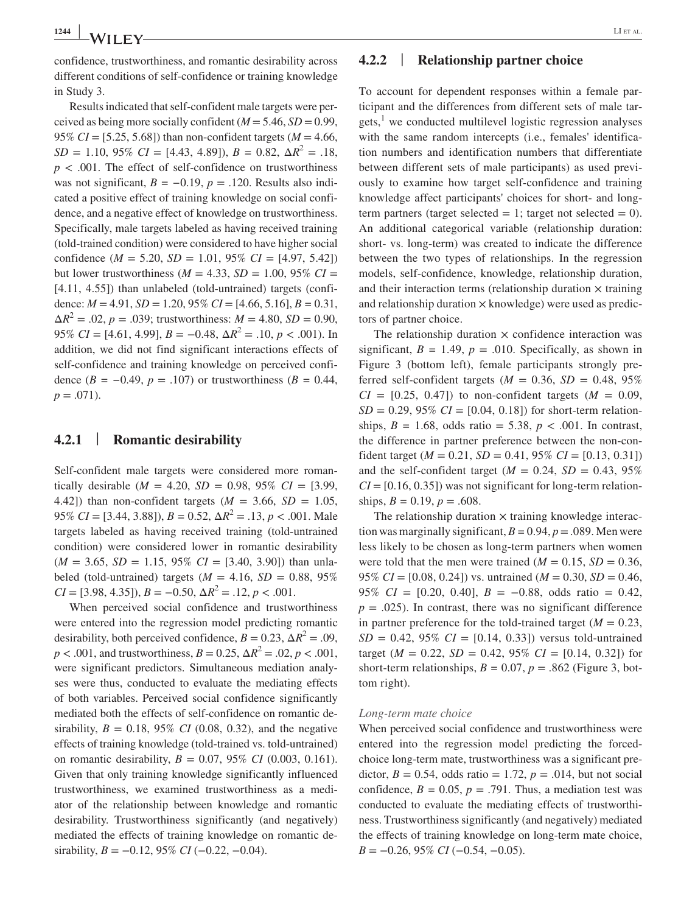confidence, trustworthiness, and romantic desirability across different conditions of self-confidence or training knowledge in Study 3.

Results indicated that self-confident male targets were perceived as being more socially confident ($M = 5.46$, $SD = 0.99$, 95% $CI = [5.25, 5.68]$) than non-confident targets ($M = 4.66$, $SD = 1.10$, 95% $CI = [4.43, 4.89]$), $B = 0.82$, $\Delta R^2 = .18$, $p < .001$. The effect of self-confidence on trustworthiness was not significant, $B = -0.19$, $p = .120$. Results also indicated a positive effect of training knowledge on social confidence, and a negative effect of knowledge on trustworthiness. Specifically, male targets labeled as having received training (told-trained condition) were considered to have higher social confidence ($M = 5.20$, $SD = 1.01$, 95% $CI = [4.97, 5.42]$) but lower trustworthiness ($M = 4.33$, $SD = 1.00$, 95% $CI = [4.11, 4.55]$) than unlabeled (told-untrained) targets (confidence: $M = 4.91$, $SD = 1.20$, 95% $CI = [4.66, 5.16]$, $B = 0.31$, $\Delta R^2 = .02$, $p = .039$; trustworthiness: $M = 4.80$, $SD = 0.90$, 95% $CI = [4.61, 4.99]$, $B = -0.48$, $\Delta R^2 = .10$, $p < .001$). In addition, we did not find significant interactions effects of self-confidence and training knowledge on perceived confidence ($B = -0.49$, $p = .107$) or trustworthiness ($B = 0.44$, $p = .071$).

### 4.2.1 | Romantic desirability

Self-confident male targets were considered more romantically desirable ($M = 4.20$, $SD = 0.98$, 95% $CI = [3.99, 4.42]$) than non-confident targets ($M = 3.66$, $SD = 1.05$, 95% $CI = [3.44, 3.88]$), $B = 0.52$, $\Delta R^2 = .13$, $p < .001$. Male targets labeled as having received training (told-untrained condition) were considered lower in romantic desirability ($M = 3.65$, $SD = 1.15$, 95% $CI = [3.40, 3.90]$) than unlabeled (told-untrained) targets ($M = 4.16$, $SD = 0.88$, 95% $CI = [3.98, 4.35]$), $B = -0.50$, $\Delta R^2 = .12$, $p < .001$.

When perceived social confidence and trustworthiness were entered into the regression model predicting romantic desirability, both perceived confidence, $B = 0.23$, $\Delta R^2 = .09$, $p < .001$, and trustworthiness, $B = 0.25$, $\Delta R^2 = .02$, $p < .001$, were significant predictors. Simultaneous mediation analyses were thus, conducted to evaluate the mediating effects of both variables. Perceived social confidence significantly mediated both the effects of self-confidence on romantic desirability, $B = 0.18$, 95% *CI* (0.08, 0.32), and the negative effects of training knowledge (told-trained vs. told-untrained) on romantic desirability, $B = 0.07$, 95% *CI* (0.003, 0.161). Given that only training knowledge significantly influenced trustworthiness, we examined trustworthiness as a mediator of the relationship between knowledge and romantic desirability. Trustworthiness significantly (and negatively) mediated the effects of training knowledge on romantic desirability, $B = -0.12$, 95% *CI* (−0.22, −0.04).

### 4.2.2 | Relationship partner choice

To account for dependent responses within a female participant and the differences from different sets of male targets,[1] we conducted multilevel logistic regression analyses with the same random intercepts (i.e., females' identification numbers and identification numbers that differentiate between different sets of male participants) as used previously to examine how target self-confidence and training knowledge affect participants' choices for short- and long-term partners (target selected = 1; target not selected = 0). An additional categorical variable (relationship duration: short- vs. long-term) was created to indicate the difference between the two types of relationships. In the regression models, self-confidence, knowledge, relationship duration, and their interaction terms (relationship duration × training and relationship duration × knowledge) were used as predictors of partner choice.

The relationship duration × confidence interaction was significant, $B = 1.49$, $p = .010$. Specifically, as shown in Figure 3 (bottom left), female participants strongly preferred self-confident targets ($M = 0.36$, $SD = 0.48$, 95% $CI = [0.25, 0.47]$) to non-confident targets ($M = 0.09$, $SD = 0.29$, 95% $CI = [0.04, 0.18]$) for short-term relationships, $B = 1.68$, odds ratio = 5.38, $p < .001$. In contrast, the difference in partner preference between the non-confident target ($M = 0.21$, $SD = 0.41$, 95% $CI = [0.13, 0.31]$) and the self-confident target ($M = 0.24$, $SD = 0.43$, 95% $CI = [0.16, 0.35]$) was not significant for long-term relationships, $B = 0.19$, $p = .608$.

The relationship duration × training knowledge interaction was marginally significant, $B = 0.94$, $p = .089$. Men were less likely to be chosen as long-term partners when women were told that the men were trained ($M = 0.15$, $SD = 0.36$, 95% $CI = [0.08, 0.24]$) vs. untrained ($M = 0.30$, $SD = 0.46$, 95% $CI = [0.20, 0.40]$, $B = -0.88$, odds ratio = 0.42, $p = .025$). In contrast, there was no significant difference in partner preference for the told-trained target ($M = 0.23$, $SD = 0.42$, 95% $CI = [0.14, 0.33]$) versus told-untrained target ($M = 0.22$, $SD = 0.42$, 95% $CI = [0.14, 0.32]$) for short-term relationships, $B = 0.07$, $p = .862$ (Figure 3, bottom right).

*Long-term mate choice*

When perceived social confidence and trustworthiness were entered into the regression model predicting the forced-choice long-term mate, trustworthiness was a significant predictor, $B = 0.54$, odds ratio = 1.72, $p = .014$, but not social confidence, $B = 0.05$, $p = .791$. Thus, a mediation test was conducted to evaluate the mediating effects of trustworthiness. Trustworthiness significantly (and negatively) mediated the effects of training knowledge on long-term mate choice, $B = -0.26$, 95% *CI* (−0.54, −0.05).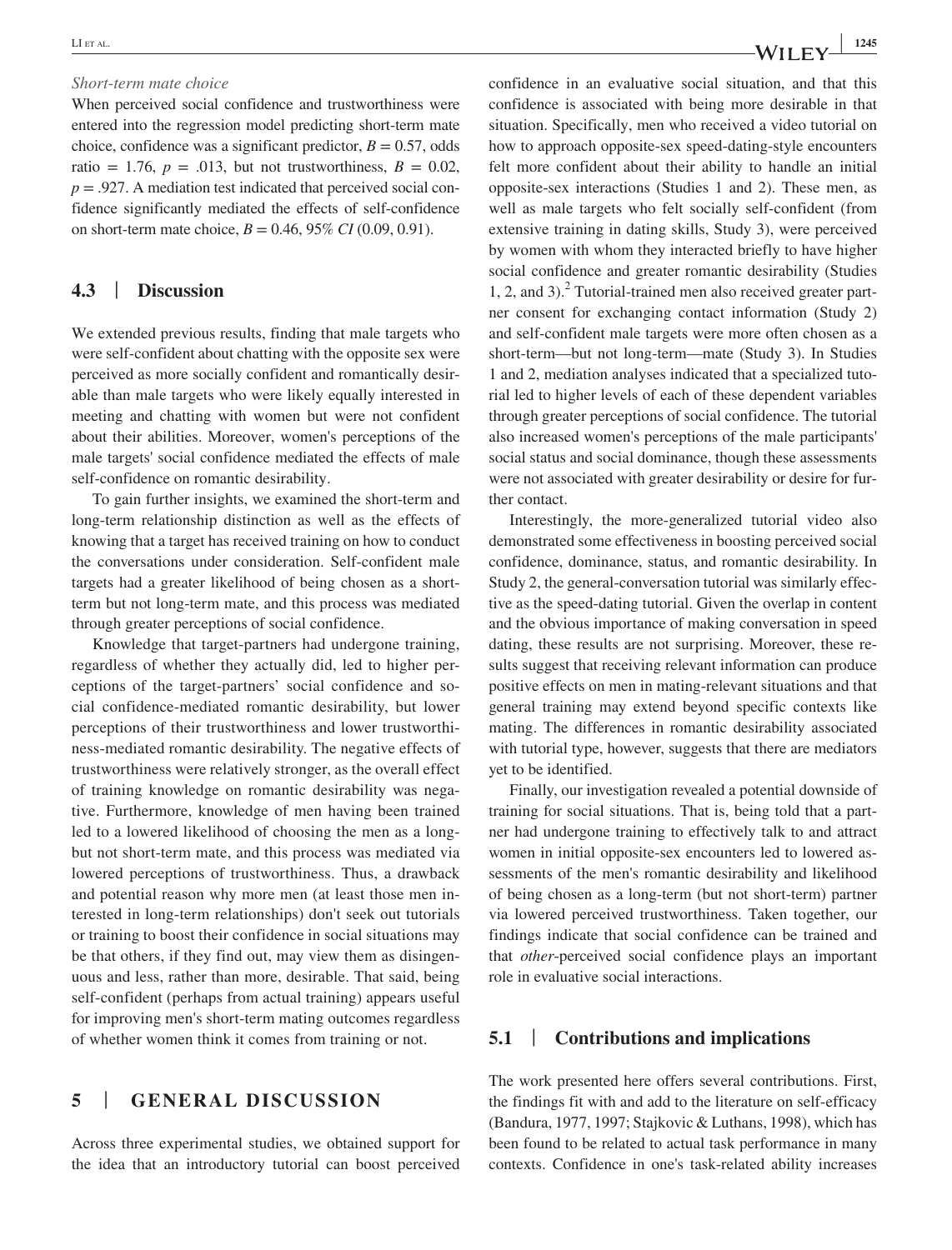*Short-term mate choice*

When perceived social confidence and trustworthiness were entered into the regression model predicting short-term mate choice, confidence was a significant predictor, $B = 0.57$, odds ratio = 1.76, $p = .013$, but not trustworthiness, $B = 0.02$, $p = .927$. A mediation test indicated that perceived social confidence significantly mediated the effects of self-confidence on short-term mate choice, $B = 0.46$, 95% *CI* (0.09, 0.91).

### 4.3 | Discussion

We extended previous results, finding that male targets who were self-confident about chatting with the opposite sex were perceived as more socially confident and romantically desirable than male targets who were likely equally interested in meeting and chatting with women but were not confident about their abilities. Moreover, women's perceptions of the male targets' social confidence mediated the effects of male self-confidence on romantic desirability.

To gain further insights, we examined the short-term and long-term relationship distinction as well as the effects of knowing that a target has received training on how to conduct the conversations under consideration. Self-confident male targets had a greater likelihood of being chosen as a short-term but not long-term mate, and this process was mediated through greater perceptions of social confidence.

Knowledge that target-partners had undergone training, regardless of whether they actually did, led to higher perceptions of the target-partners' social confidence and social confidence-mediated romantic desirability, but lower perceptions of their trustworthiness and lower trustworthiness-mediated romantic desirability. The negative effects of trustworthiness were relatively stronger, as the overall effect of training knowledge on romantic desirability was negative. Furthermore, knowledge of men having been trained led to a lowered likelihood of choosing the men as a long- but not short-term mate, and this process was mediated via lowered perceptions of trustworthiness. Thus, a drawback and potential reason why more men (at least those men interested in long-term relationships) don't seek out tutorials or training to boost their confidence in social situations may be that others, if they find out, may view them as disingenuous and less, rather than more, desirable. That said, being self-confident (perhaps from actual training) appears useful for improving men's short-term mating outcomes regardless of whether women think it comes from training or not.

## 5 | GENERAL DISCUSSION

Across three experimental studies, we obtained support for the idea that an introductory tutorial can boost perceived confidence in an evaluative social situation, and that this confidence is associated with being more desirable in that situation. Specifically, men who received a video tutorial on how to approach opposite-sex speed-dating-style encounters felt more confident about their ability to handle an initial opposite-sex interactions (Studies 1 and 2). These men, as well as male targets who felt socially self-confident (from extensive training in dating skills, Study 3), were perceived by women with whom they interacted briefly to have higher social confidence and greater romantic desirability (Studies 1, 2, and 3).[2] Tutorial-trained men also received greater partner consent for exchanging contact information (Study 2) and self-confident male targets were more often chosen as a short-term—but not long-term—mate (Study 3). In Studies 1 and 2, mediation analyses indicated that a specialized tutorial led to higher levels of each of these dependent variables through greater perceptions of social confidence. The tutorial also increased women's perceptions of the male participants' social status and social dominance, though these assessments were not associated with greater desirability or desire for further contact.

Interestingly, the more-generalized tutorial video also demonstrated some effectiveness in boosting perceived social confidence, dominance, status, and romantic desirability. In Study 2, the general-conversation tutorial was similarly effective as the speed-dating tutorial. Given the overlap in content and the obvious importance of making conversation in speed dating, these results are not surprising. Moreover, these results suggest that receiving relevant information can produce positive effects on men in mating-relevant situations and that general training may extend beyond specific contexts like mating. The differences in romantic desirability associated with tutorial type, however, suggests that there are mediators yet to be identified.

Finally, our investigation revealed a potential downside of training for social situations. That is, being told that a partner had undergone training to effectively talk to and attract women in initial opposite-sex encounters led to lowered assessments of the men's romantic desirability and likelihood of being chosen as a long-term (but not short-term) partner via lowered perceived trustworthiness. Taken together, our findings indicate that social confidence can be trained and that *other*-perceived social confidence plays an important role in evaluative social interactions.

### 5.1 | Contributions and implications

The work presented here offers several contributions. First, the findings fit with and add to the literature on self-efficacy (Bandura, 1977, 1997; Stajkovic & Luthans, 1998), which has been found to be related to actual task performance in many contexts. Confidence in one's task-related ability increases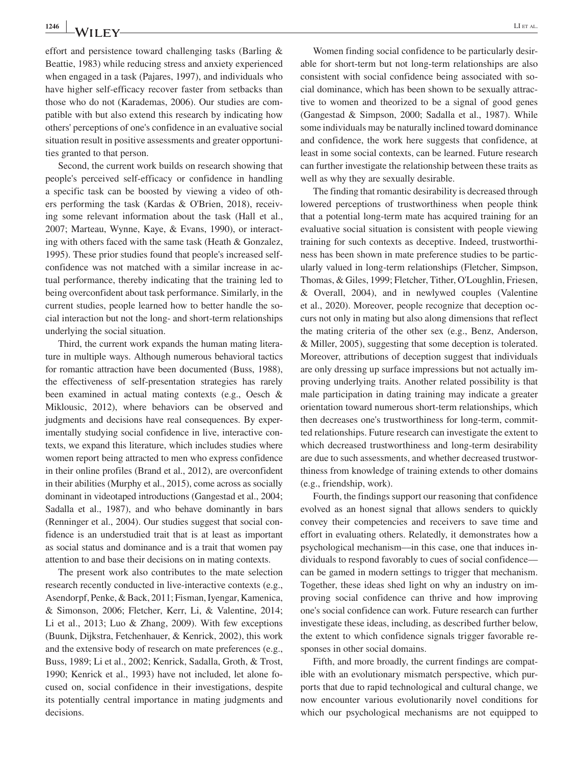effort and persistence toward challenging tasks (Barling & Beattie, 1983) while reducing stress and anxiety experienced when engaged in a task (Pajares, 1997), and individuals who have higher self-efficacy recover faster from setbacks than those who do not (Karademas, 2006). Our studies are compatible with but also extend this research by indicating how others' perceptions of one's confidence in an evaluative social situation result in positive assessments and greater opportunities granted to that person.

Second, the current work builds on research showing that people's perceived self-efficacy or confidence in handling a specific task can be boosted by viewing a video of others performing the task (Kardas & O'Brien, 2018), receiving some relevant information about the task (Hall et al., 2007; Marteau, Wynne, Kaye, & Evans, 1990), or interacting with others faced with the same task (Heath & Gonzalez, 1995). These prior studies found that people's increased self-confidence was not matched with a similar increase in actual performance, thereby indicating that the training led to being overconfident about task performance. Similarly, in the current studies, people learned how to better handle the social interaction but not the long- and short-term relationships underlying the social situation.

Third, the current work expands the human mating literature in multiple ways. Although numerous behavioral tactics for romantic attraction have been documented (Buss, 1988), the effectiveness of self-presentation strategies has rarely been examined in actual mating contexts (e.g., Oesch & Miklousic, 2012), where behaviors can be observed and judgments and decisions have real consequences. By experimentally studying social confidence in live, interactive contexts, we expand this literature, which includes studies where women report being attracted to men who express confidence in their online profiles (Brand et al., 2012), are overconfident in their abilities (Murphy et al., 2015), come across as socially dominant in videotaped introductions (Gangestad et al., 2004; Sadalla et al., 1987), and who behave dominantly in bars (Renninger et al., 2004). Our studies suggest that social confidence is an understudied trait that is at least as important as social status and dominance and is a trait that women pay attention to and base their decisions on in mating contexts.

The present work also contributes to the mate selection research recently conducted in live-interactive contexts (e.g., Asendorpf, Penke, & Back, 2011; Fisman, Iyengar, Kamenica, & Simonson, 2006; Fletcher, Kerr, Li, & Valentine, 2014; Li et al., 2013; Luo & Zhang, 2009). With few exceptions (Buunk, Dijkstra, Fetchenhauer, & Kenrick, 2002), this work and the extensive body of research on mate preferences (e.g., Buss, 1989; Li et al., 2002; Kenrick, Sadalla, Groth, & Trost, 1990; Kenrick et al., 1993) have not included, let alone focused on, social confidence in their investigations, despite its potentially central importance in mating judgments and decisions.

Women finding social confidence to be particularly desirable for short-term but not long-term relationships are also consistent with social confidence being associated with social dominance, which has been shown to be sexually attractive to women and theorized to be a signal of good genes (Gangestad & Simpson, 2000; Sadalla et al., 1987). While some individuals may be naturally inclined toward dominance and confidence, the work here suggests that confidence, at least in some social contexts, can be learned. Future research can further investigate the relationship between these traits as well as why they are sexually desirable.

The finding that romantic desirability is decreased through lowered perceptions of trustworthiness when people think that a potential long-term mate has acquired training for an evaluative social situation is consistent with people viewing training for such contexts as deceptive. Indeed, trustworthiness has been shown in mate preference studies to be particularly valued in long-term relationships (Fletcher, Simpson, Thomas, & Giles, 1999; Fletcher, Tither, O'Loughlin, Friesen, & Overall, 2004), and in newlywed couples (Valentine et al., 2020). Moreover, people recognize that deception occurs not only in mating but also along dimensions that reflect the mating criteria of the other sex (e.g., Benz, Anderson, & Miller, 2005), suggesting that some deception is tolerated. Moreover, attributions of deception suggest that individuals are only dressing up surface impressions but not actually improving underlying traits. Another related possibility is that male participation in dating training may indicate a greater orientation toward numerous short-term relationships, which then decreases one's trustworthiness for long-term, committed relationships. Future research can investigate the extent to which decreased trustworthiness and long-term desirability are due to such assessments, and whether decreased trustworthiness from knowledge of training extends to other domains (e.g., friendship, work).

Fourth, the findings support our reasoning that confidence evolved as an honest signal that allows senders to quickly convey their competencies and receivers to save time and effort in evaluating others. Relatedly, it demonstrates how a psychological mechanism—in this case, one that induces individuals to respond favorably to cues of social confidence—can be gamed in modern settings to trigger that mechanism. Together, these ideas shed light on why an industry on improving social confidence can thrive and how improving one's social confidence can work. Future research can further investigate these ideas, including, as described further below, the extent to which confidence signals trigger favorable responses in other social domains.

Fifth, and more broadly, the current findings are compatible with an evolutionary mismatch perspective, which purports that due to rapid technological and cultural change, we now encounter various evolutionarily novel conditions for which our psychological mechanisms are not equipped to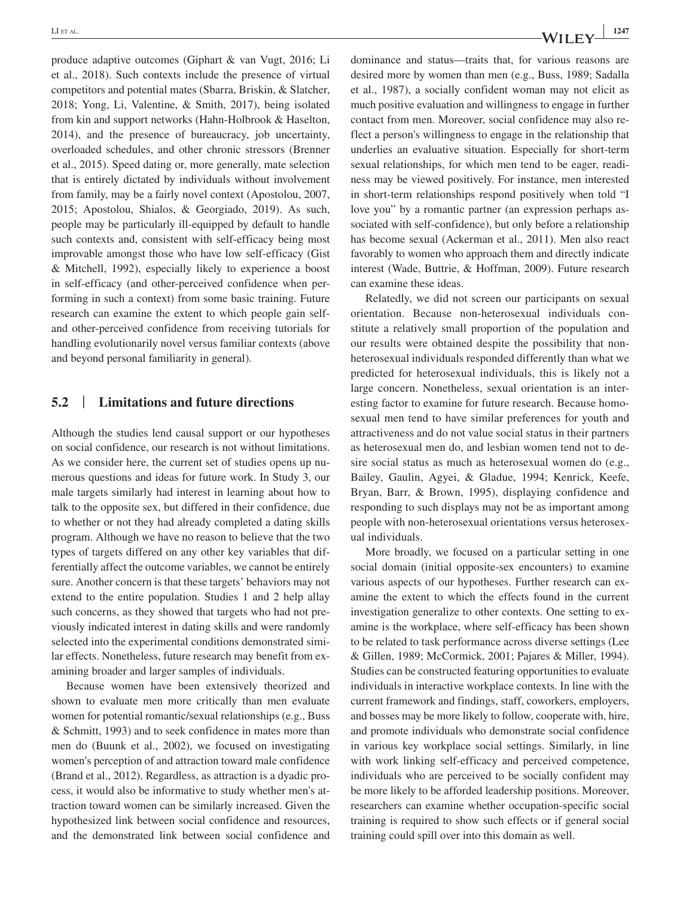produce adaptive outcomes (Giphart & van Vugt, 2016; Li et al., 2018). Such contexts include the presence of virtual competitors and potential mates (Sbarra, Briskin, & Slatcher, 2018; Yong, Li, Valentine, & Smith, 2017), being isolated from kin and support networks (Hahn-Holbrook & Haselton, 2014), and the presence of bureaucracy, job uncertainty, overloaded schedules, and other chronic stressors (Brenner et al., 2015). Speed dating or, more generally, mate selection that is entirely dictated by individuals without involvement from family, may be a fairly novel context (Apostolou, 2007, 2015; Apostolou, Shialos, & Georgiado, 2019). As such, people may be particularly ill-equipped by default to handle such contexts and, consistent with self-efficacy being most improvable amongst those who have low self-efficacy (Gist & Mitchell, 1992), especially likely to experience a boost in self-efficacy (and other-perceived confidence when performing in such a context) from some basic training. Future research can examine the extent to which people gain self- and other-perceived confidence from receiving tutorials for handling evolutionarily novel versus familiar contexts (above and beyond personal familiarity in general).

## 5.2 | Limitations and future directions

Although the studies lend causal support or our hypotheses on social confidence, our research is not without limitations. As we consider here, the current set of studies opens up numerous questions and ideas for future work. In Study 3, our male targets similarly had interest in learning about how to talk to the opposite sex, but differed in their confidence, due to whether or not they had already completed a dating skills program. Although we have no reason to believe that the two types of targets differed on any other key variables that differentially affect the outcome variables, we cannot be entirely sure. Another concern is that these targets' behaviors may not extend to the entire population. Studies 1 and 2 help allay such concerns, as they showed that targets who had not previously indicated interest in dating skills and were randomly selected into the experimental conditions demonstrated similar effects. Nonetheless, future research may benefit from examining broader and larger samples of individuals.

Because women have been extensively theorized and shown to evaluate men more critically than men evaluate women for potential romantic/sexual relationships (e.g., Buss & Schmitt, 1993) and to seek confidence in mates more than men do (Buunk et al., 2002), we focused on investigating women's perception of and attraction toward male confidence (Brand et al., 2012). Regardless, as attraction is a dyadic process, it would also be informative to study whether men's attraction toward women can be similarly increased. Given the hypothesized link between social confidence and resources, and the demonstrated link between social confidence and dominance and status—traits that, for various reasons are desired more by women than men (e.g., Buss, 1989; Sadalla et al., 1987), a socially confident woman may not elicit as much positive evaluation and willingness to engage in further contact from men. Moreover, social confidence may also reflect a person's willingness to engage in the relationship that underlies an evaluative situation. Especially for short-term sexual relationships, for which men tend to be eager, readiness may be viewed positively. For instance, men interested in short-term relationships respond positively when told "I love you" by a romantic partner (an expression perhaps associated with self-confidence), but only before a relationship has become sexual (Ackerman et al., 2011). Men also react favorably to women who approach them and directly indicate interest (Wade, Buttrie, & Hoffman, 2009). Future research can examine these ideas.

Relatedly, we did not screen our participants on sexual orientation. Because non-heterosexual individuals constitute a relatively small proportion of the population and our results were obtained despite the possibility that non-heterosexual individuals responded differently than what we predicted for heterosexual individuals, this is likely not a large concern. Nonetheless, sexual orientation is an interesting factor to examine for future research. Because homosexual men tend to have similar preferences for youth and attractiveness and do not value social status in their partners as heterosexual men do, and lesbian women tend not to desire social status as much as heterosexual women do (e.g., Bailey, Gaulin, Agyei, & Gladue, 1994; Kenrick, Keefe, Bryan, Barr, & Brown, 1995), displaying confidence and responding to such displays may not be as important among people with non-heterosexual orientations versus heterosexual individuals.

More broadly, we focused on a particular setting in one social domain (initial opposite-sex encounters) to examine various aspects of our hypotheses. Further research can examine the extent to which the effects found in the current investigation generalize to other contexts. One setting to examine is the workplace, where self-efficacy has been shown to be related to task performance across diverse settings (Lee & Gillen, 1989; McCormick, 2001; Pajares & Miller, 1994). Studies can be constructed featuring opportunities to evaluate individuals in interactive workplace contexts. In line with the current framework and findings, staff, coworkers, employers, and bosses may be more likely to follow, cooperate with, hire, and promote individuals who demonstrate social confidence in various key workplace social settings. Similarly, in line with work linking self-efficacy and perceived competence, individuals who are perceived to be socially confident may be more likely to be afforded leadership positions. Moreover, researchers can examine whether occupation-specific social training is required to show such effects or if general social training could spill over into this domain as well.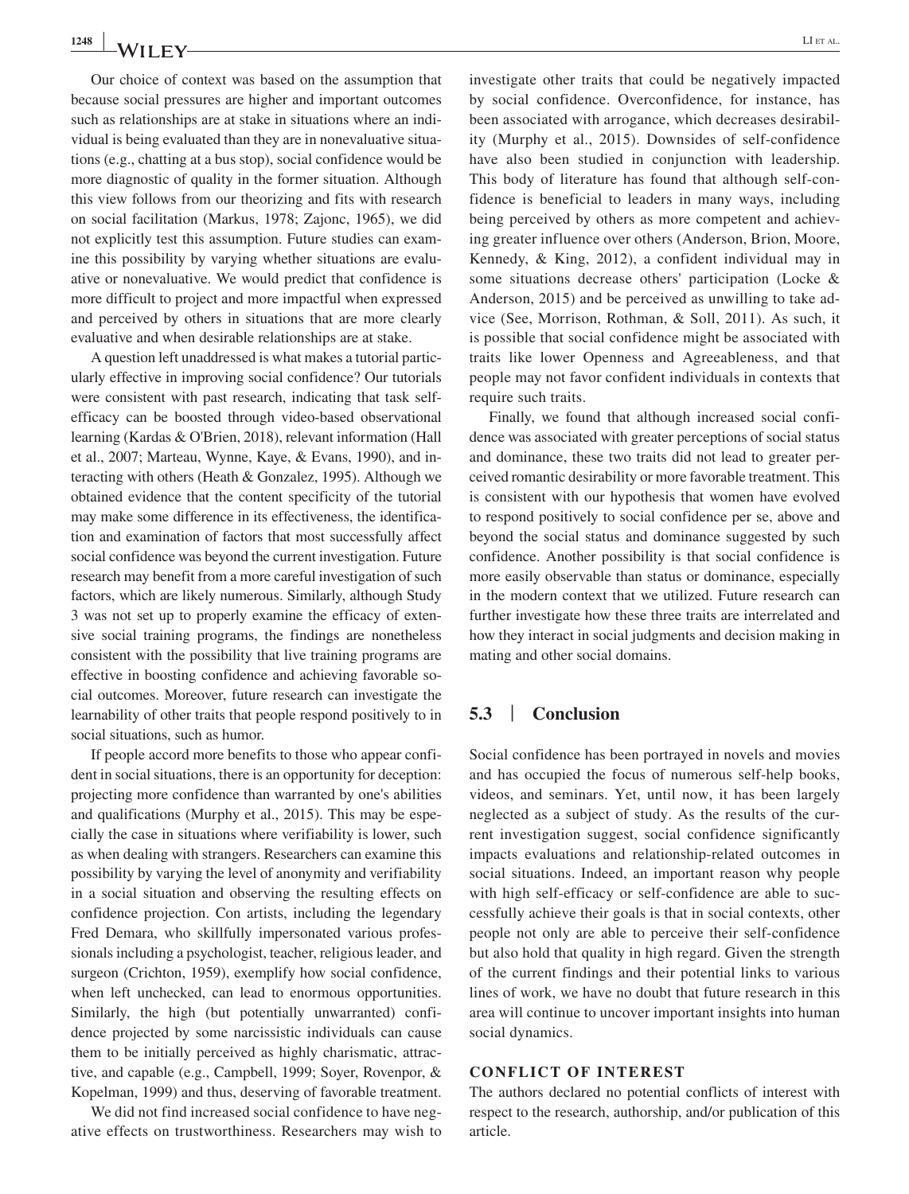Our choice of context was based on the assumption that because social pressures are higher and important outcomes such as relationships are at stake in situations where an individual is being evaluated than they are in nonevaluative situations (e.g., chatting at a bus stop), social confidence would be more diagnostic of quality in the former situation. Although this view follows from our theorizing and fits with research on social facilitation (Markus, 1978; Zajonc, 1965), we did not explicitly test this assumption. Future studies can examine this possibility by varying whether situations are evaluative or nonevaluative. We would predict that confidence is more difficult to project and more impactful when expressed and perceived by others in situations that are more clearly evaluative and when desirable relationships are at stake.

A question left unaddressed is what makes a tutorial particularly effective in improving social confidence? Our tutorials were consistent with past research, indicating that task self-efficacy can be boosted through video-based observational learning (Kardas & O'Brien, 2018), relevant information (Hall et al., 2007; Marteau, Wynne, Kaye, & Evans, 1990), and interacting with others (Heath & Gonzalez, 1995). Although we obtained evidence that the content specificity of the tutorial may make some difference in its effectiveness, the identification and examination of factors that most successfully affect social confidence was beyond the current investigation. Future research may benefit from a more careful investigation of such factors, which are likely numerous. Similarly, although Study 3 was not set up to properly examine the efficacy of extensive social training programs, the findings are nonetheless consistent with the possibility that live training programs are effective in boosting confidence and achieving favorable social outcomes. Moreover, future research can investigate the learnability of other traits that people respond positively to in social situations, such as humor.

If people accord more benefits to those who appear confident in social situations, there is an opportunity for deception: projecting more confidence than warranted by one's abilities and qualifications (Murphy et al., 2015). This may be especially the case in situations where verifiability is lower, such as when dealing with strangers. Researchers can examine this possibility by varying the level of anonymity and verifiability in a social situation and observing the resulting effects on confidence projection. Con artists, including the legendary Fred Demara, who skillfully impersonated various professionals including a psychologist, teacher, religious leader, and surgeon (Crichton, 1959), exemplify how social confidence, when left unchecked, can lead to enormous opportunities. Similarly, the high (but potentially unwarranted) confidence projected by some narcissistic individuals can cause them to be initially perceived as highly charismatic, attractive, and capable (e.g., Campbell, 1999; Soyer, Rovenpor, & Kopelman, 1999) and thus, deserving of favorable treatment.

We did not find increased social confidence to have negative effects on trustworthiness. Researchers may wish to investigate other traits that could be negatively impacted by social confidence. Overconfidence, for instance, has been associated with arrogance, which decreases desirability (Murphy et al., 2015). Downsides of self-confidence have also been studied in conjunction with leadership. This body of literature has found that although self-confidence is beneficial to leaders in many ways, including being perceived by others as more competent and achieving greater influence over others (Anderson, Brion, Moore, Kennedy, & King, 2012), a confident individual may in some situations decrease others' participation (Locke & Anderson, 2015) and be perceived as unwilling to take advice (See, Morrison, Rothman, & Soll, 2011). As such, it is possible that social confidence might be associated with traits like lower Openness and Agreeableness, and that people may not favor confident individuals in contexts that require such traits.

Finally, we found that although increased social confidence was associated with greater perceptions of social status and dominance, these two traits did not lead to greater perceived romantic desirability or more favorable treatment. This is consistent with our hypothesis that women have evolved to respond positively to social confidence per se, above and beyond the social status and dominance suggested by such confidence. Another possibility is that social confidence is more easily observable than status or dominance, especially in the modern context that we utilized. Future research can further investigate how these three traits are interrelated and how they interact in social judgments and decision making in mating and other social domains.

## 5.3 | Conclusion

Social confidence has been portrayed in novels and movies and has occupied the focus of numerous self-help books, videos, and seminars. Yet, until now, it has been largely neglected as a subject of study. As the results of the current investigation suggest, social confidence significantly impacts evaluations and relationship-related outcomes in social situations. Indeed, an important reason why people with high self-efficacy or self-confidence are able to successfully achieve their goals is that in social contexts, other people not only are able to perceive their self-confidence but also hold that quality in high regard. Given the strength of the current findings and their potential links to various lines of work, we have no doubt that future research in this area will continue to uncover important insights into human social dynamics.

### CONFLICT OF INTEREST

The authors declared no potential conflicts of interest with respect to the research, authorship, and/or publication of this article.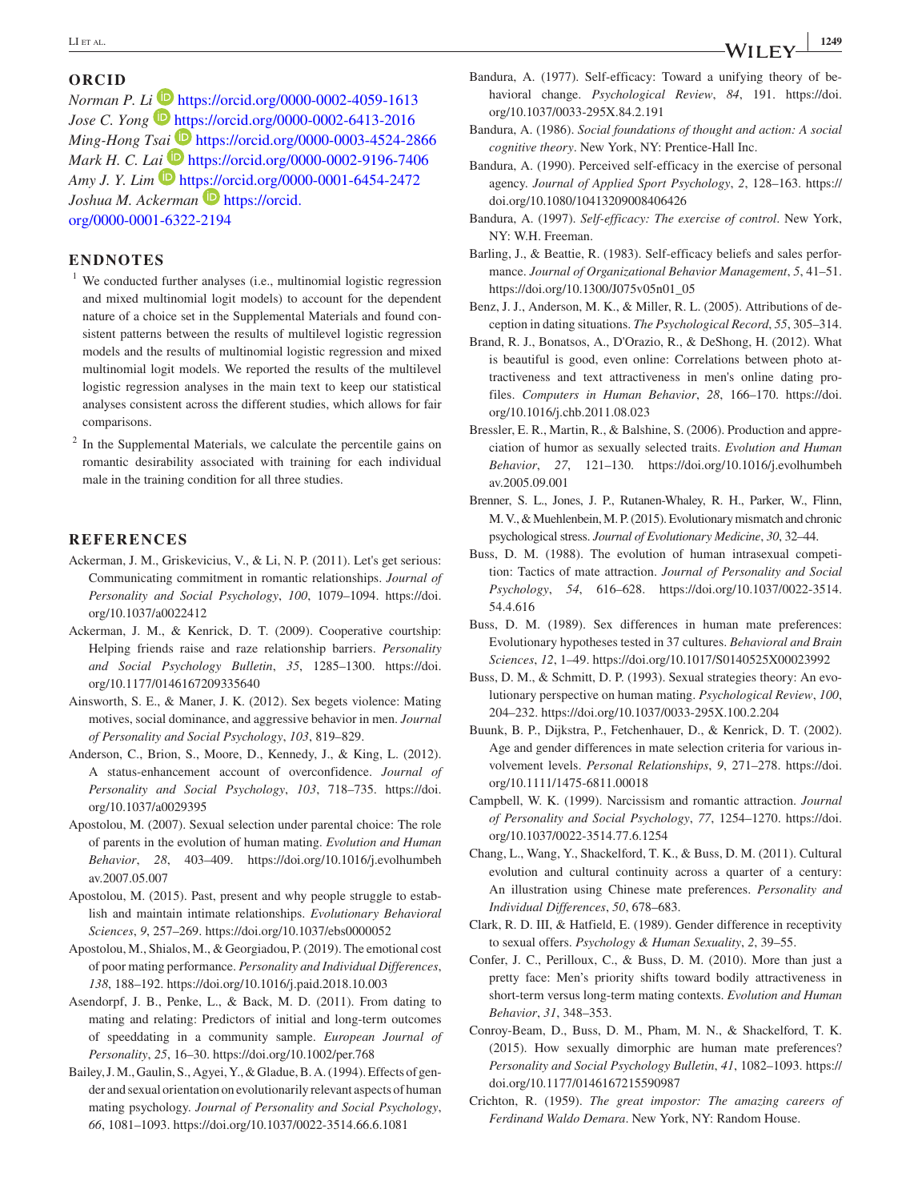## ORCID

*Norman P. Li* https://orcid.org/0000-0002-4059-1613
*Jose C. Yong* https://orcid.org/0000-0002-6413-2016
*Ming-Hong Tsai* https://orcid.org/0000-0003-4524-2866
*Mark H. C. Lai* https://orcid.org/0000-0002-9196-7406
*Amy J. Y. Lim* https://orcid.org/0000-0001-6454-2472
*Joshua M. Ackerman* https://orcid.org/0000-0001-6322-2194

## ENDNOTES

[1] We conducted further analyses (i.e., multinomial logistic regression and mixed multinomial logit models) to account for the dependent nature of a choice set in the Supplemental Materials and found consistent patterns between the results of multilevel logistic regression models and the results of multinomial logistic regression and mixed multinomial logit models. We reported the results of the multilevel logistic regression analyses in the main text to keep our statistical analyses consistent across the different studies, which allows for fair comparisons.

[2] In the Supplemental Materials, we calculate the percentile gains on romantic desirability associated with training for each individual male in the training condition for all three studies.

## REFERENCES

Ackerman, J. M., Griskevicius, V., & Li, N. P. (2011). Let's get serious: Communicating commitment in romantic relationships. *Journal of Personality and Social Psychology*, *100*, 1079–1094. https://doi.org/10.1037/a0022412

Ackerman, J. M., & Kenrick, D. T. (2009). Cooperative courtship: Helping friends raise and raze relationship barriers. *Personality and Social Psychology Bulletin*, *35*, 1285–1300. https://doi.org/10.1177/0146167209335640

Ainsworth, S. E., & Maner, J. K. (2012). Sex begets violence: Mating motives, social dominance, and aggressive behavior in men. *Journal of Personality and Social Psychology*, *103*, 819–829.

Anderson, C., Brion, S., Moore, D., Kennedy, J., & King, L. (2012). A status-enhancement account of overconfidence. *Journal of Personality and Social Psychology*, *103*, 718–735. https://doi.org/10.1037/a0029395

Apostolou, M. (2007). Sexual selection under parental choice: The role of parents in the evolution of human mating. *Evolution and Human Behavior*, *28*, 403–409. https://doi.org/10.1016/j.evolhumbehav.2007.05.007

Apostolou, M. (2015). Past, present and why people struggle to establish and maintain intimate relationships. *Evolutionary Behavioral Sciences*, *9*, 257–269. https://doi.org/10.1037/ebs0000052

Apostolou, M., Shialos, M., & Georgiadou, P. (2019). The emotional cost of poor mating performance. *Personality and Individual Differences*, *138*, 188–192. https://doi.org/10.1016/j.paid.2018.10.003

Asendorpf, J. B., Penke, L., & Back, M. D. (2011). From dating to mating and relating: Predictors of initial and long-term outcomes of speeddating in a community sample. *European Journal of Personality*, *25*, 16–30. https://doi.org/10.1002/per.768

Bailey, J. M., Gaulin, S., Agyei, Y., & Gladue, B. A. (1994). Effects of gender and sexual orientation on evolutionarily relevant aspects of human mating psychology. *Journal of Personality and Social Psychology*, *66*, 1081–1093. https://doi.org/10.1037/0022-3514.66.6.1081

Bandura, A. (1977). Self-efficacy: Toward a unifying theory of behavioral change. *Psychological Review*, *84*, 191. https://doi.org/10.1037/0033-295X.84.2.191

Bandura, A. (1986). *Social foundations of thought and action: A social cognitive theory*. New York, NY: Prentice-Hall Inc.

Bandura, A. (1990). Perceived self-efficacy in the exercise of personal agency. *Journal of Applied Sport Psychology*, *2*, 128–163. https://doi.org/10.1080/10413209008406426

Bandura, A. (1997). *Self-efficacy: The exercise of control*. New York, NY: W.H. Freeman.

Barling, J., & Beattie, R. (1983). Self-efficacy beliefs and sales performance. *Journal of Organizational Behavior Management*, *5*, 41–51. https://doi.org/10.1300/J075v05n01_05

Benz, J. J., Anderson, M. K., & Miller, R. L. (2005). Attributions of deception in dating situations. *The Psychological Record*, *55*, 305–314.

Brand, R. J., Bonatsos, A., D'Orazio, R., & DeShong, H. (2012). What is beautiful is good, even online: Correlations between photo attractiveness and text attractiveness in men's online dating profiles. *Computers in Human Behavior*, *28*, 166–170. https://doi.org/10.1016/j.chb.2011.08.023

Bressler, E. R., Martin, R., & Balshine, S. (2006). Production and appreciation of humor as sexually selected traits. *Evolution and Human Behavior*, *27*, 121–130. https://doi.org/10.1016/j.evolhumbehav.2005.09.001

Brenner, S. L., Jones, J. P., Rutanen-Whaley, R. H., Parker, W., Flinn, M. V., & Muehlenbein, M. P. (2015). Evolutionary mismatch and chronic psychological stress. *Journal of Evolutionary Medicine*, *30*, 32–44.

Buss, D. M. (1988). The evolution of human intrasexual competition: Tactics of mate attraction. *Journal of Personality and Social Psychology*, *54*, 616–628. https://doi.org/10.1037/0022-3514.54.4.616

Buss, D. M. (1989). Sex differences in human mate preferences: Evolutionary hypotheses tested in 37 cultures. *Behavioral and Brain Sciences*, *12*, 1–49. https://doi.org/10.1017/S0140525X00023992

Buss, D. M., & Schmitt, D. P. (1993). Sexual strategies theory: An evolutionary perspective on human mating. *Psychological Review*, *100*, 204–232. https://doi.org/10.1037/0033-295X.100.2.204

Buunk, B. P., Dijkstra, P., Fetchenhauer, D., & Kenrick, D. T. (2002). Age and gender differences in mate selection criteria for various involvement levels. *Personal Relationships*, *9*, 271–278. https://doi.org/10.1111/1475-6811.00018

Campbell, W. K. (1999). Narcissism and romantic attraction. *Journal of Personality and Social Psychology*, *77*, 1254–1270. https://doi.org/10.1037/0022-3514.77.6.1254

Chang, L., Wang, Y., Shackelford, T. K., & Buss, D. M. (2011). Cultural evolution and cultural continuity across a quarter of a century: An illustration using Chinese mate preferences. *Personality and Individual Differences*, *50*, 678–683.

Clark, R. D. III, & Hatfield, E. (1989). Gender difference in receptivity to sexual offers. *Psychology & Human Sexuality*, *2*, 39–55.

Confer, J. C., Perilloux, C., & Buss, D. M. (2010). More than just a pretty face: Men's priority shifts toward bodily attractiveness in short-term versus long-term mating contexts. *Evolution and Human Behavior*, *31*, 348–353.

Conroy-Beam, D., Buss, D. M., Pham, M. N., & Shackelford, T. K. (2015). How sexually dimorphic are human mate preferences? *Personality and Social Psychology Bulletin*, *41*, 1082–1093. https://doi.org/10.1177/0146167215590987

Crichton, R. (1959). *The great impostor: The amazing careers of Ferdinand Waldo Demara*. New York, NY: Random House.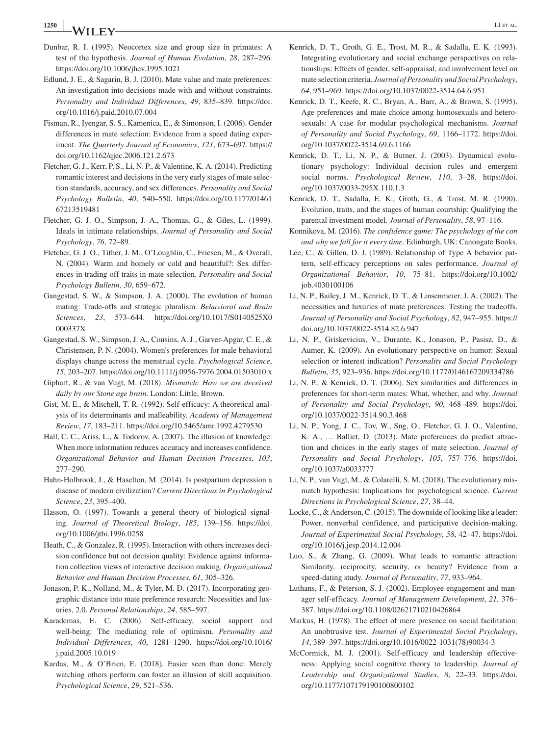Dunbar, R. I. (1995). Neocortex size and group size in primates: A test of the hypothesis. *Journal of Human Evolution*, *28*, 287–296. https://doi.org/10.1006/jhev.1995.1021

Edlund, J. E., & Sagarin, B. J. (2010). Mate value and mate preferences: An investigation into decisions made with and without constraints. *Personality and Individual Differences*, *49*, 835–839. https://doi.org/10.1016/j.paid.2010.07.004

Fisman, R., Iyengar, S. S., Kamenica, E., & Simonson, I. (2006). Gender differences in mate selection: Evidence from a speed dating experiment. *The Quarterly Journal of Economics*, *121*, 673–697. https://doi.org/10.1162/qjec.2006.121.2.673

Fletcher, G. J., Kerr, P. S., Li, N. P., & Valentine, K. A. (2014). Predicting romantic interest and decisions in the very early stages of mate selection standards, accuracy, and sex differences. *Personality and Social Psychology Bulletin*, *40*, 540–550. https://doi.org/10.1177/0146167213519481

Fletcher, G. J. O., Simpson, J. A., Thomas, G., & Giles, L. (1999). Ideals in intimate relationships. *Journal of Personality and Social Psychology*, *76*, 72–89.

Fletcher, G. J. O., Tither, J. M., O'Loughlin, C., Friesen, M., & Overall, N. (2004). Warm and homely or cold and beautiful?: Sex differences in trading off traits in mate selection. *Personality and Social Psychology Bulletin*, *30*, 659–672.

Gangestad, S. W., & Simpson, J. A. (2000). The evolution of human mating: Trade-offs and strategic pluralism. *Behavioral and Brain Sciences*, *23*, 573–644. https://doi.org/10.1017/S0140525X0000337X

Gangestad, S. W., Simpson, J. A., Cousins, A. J., Garver-Apgar, C. E., & Christensen, P. N. (2004). Women's preferences for male behavioral displays change across the menstrual cycle. *Psychological Science*, *15*, 203–207. https://doi.org/10.1111/j.0956-7976.2004.01503010.x

Giphart, R., & van Vugt, M. (2018). *Mismatch: How we are deceived daily by our Stone age brain*. London: Little, Brown.

Gist, M. E., & Mitchell, T. R. (1992). Self-efficacy: A theoretical analysis of its determinants and malleability. *Academy of Management Review*, *17*, 183–211. https://doi.org/10.5465/amr.1992.4279530

Hall, C. C., Ariss, L., & Todorov, A. (2007). The illusion of knowledge: When more information reduces accuracy and increases confidence. *Organizational Behavior and Human Decision Processes*, *103*, 277–290.

Hahn-Holbrook, J., & Haselton, M. (2014). Is postpartum depression a disease of modern civilization? *Current Directions in Psychological Science*, *23*, 395–400.

Hasson, O. (1997). Towards a general theory of biological signaling. *Journal of Theoretical Biology*, *185*, 139–156. https://doi.org/10.1006/jtbi.1996.0258

Heath, C., & Gonzalez, R. (1995). Interaction with others increases decision confidence but not decision quality: Evidence against information collection views of interactive decision making. *Organizational Behavior and Human Decision Processes*, *61*, 305–326.

Jonason, P. K., Nolland, M., & Tyler, M. D. (2017). Incorporating geographic distance into mate preference research: Necessities and luxuries, 2.0. *Personal Relationships*, *24*, 585–597.

Karademas, E. C. (2006). Self-efficacy, social support and well-being: The mediating role of optimism. *Personality and Individual Differences*, *40*, 1281–1290. https://doi.org/10.1016/j.paid.2005.10.019

Kardas, M., & O'Brien, E. (2018). Easier seen than done: Merely watching others perform can foster an illusion of skill acquisition. *Psychological Science*, *29*, 521–536.

Kenrick, D. T., Groth, G. E., Trost, M. R., & Sadalla, E. K. (1993). Integrating evolutionary and social exchange perspectives on relationships: Effects of gender, self-appraisal, and involvement level on mate selection criteria. *Journal of Personality and Social Psychology*, *64*, 951–969. https://doi.org/10.1037/0022-3514.64.6.951

Kenrick, D. T., Keefe, R. C., Bryan, A., Barr, A., & Brown, S. (1995). Age preferences and mate choice among homosexuals and heterosexuals: A case for modular psychological mechanisms. *Journal of Personality and Social Psychology*, *69*, 1166–1172. https://doi.org/10.1037/0022-3514.69.6.1166

Kenrick, D. T., Li, N. P., & Butner, J. (2003). Dynamical evolutionary psychology: Individual decision rules and emergent social norms. *Psychological Review*, *110*, 3–28. https://doi.org/10.1037/0033-295X.110.1.3

Kenrick, D. T., Sadalla, E. K., Groth, G., & Trost, M. R. (1990). Evolution, traits, and the stages of human courtship: Qualifying the parental investment model. *Journal of Personality*, *58*, 97–116.

Konnikova, M. (2016). *The confidence game: The psychology of the con and why we fall for it every time*. Edinburgh, UK: Canongate Books.

Lee, C., & Gillen, D. J. (1989). Relationship of Type A behavior pattern, self-efficacy perceptions on sales performance. *Journal of Organizational Behavior*, *10*, 75–81. https://doi.org/10.1002/job.4030100106

Li, N. P., Bailey, J. M., Kenrick, D. T., & Linsenmeier, J. A. (2002). The necessities and luxuries of mate preferences: Testing the tradeoffs. *Journal of Personality and Social Psychology*, *82*, 947–955. https://doi.org/10.1037/0022-3514.82.6.947

Li, N. P., Griskevicius, V., Durante, K., Jonason, P., Pasisz, D., & Aumer, K. (2009). An evolutionary perspective on humor: Sexual selection or interest indication? *Personality and Social Psychology Bulletin*, *35*, 923–936. https://doi.org/10.1177/0146167209334786

Li, N. P., & Kenrick, D. T. (2006). Sex similarities and differences in preferences for short-term mates: What, whether, and why. *Journal of Personality and Social Psychology*, *90*, 468–489. https://doi.org/10.1037/0022-3514.90.3.468

Li, N. P., Yong, J. C., Tov, W., Sng, O., Fletcher, G. J. O., Valentine, K. A., … Balliet, D. (2013). Mate preferences do predict attraction and choices in the early stages of mate selection. *Journal of Personality and Social Psychology*, *105*, 757–776. https://doi.org/10.1037/a0033777

Li, N. P., van Vugt, M., & Colarelli, S. M. (2018). The evolutionary mismatch hypothesis: Implications for psychological science. *Current Directions in Psychological Science*, *27*, 38–44.

Locke, C., & Anderson, C. (2015). The downside of looking like a leader: Power, nonverbal confidence, and participative decision-making. *Journal of Experimental Social Psychology*, *58*, 42–47. https://doi.org/10.1016/j.jesp.2014.12.004

Luo, S., & Zhang, G. (2009). What leads to romantic attraction: Similarity, reciprocity, security, or beauty? Evidence from a speed-dating study. *Journal of Personality*, *77*, 933–964.

Luthans, F., & Peterson, S. J. (2002). Employee engagement and manager self-efficacy. *Journal of Management Development*, *21*, 376–387. https://doi.org/10.1108/02621710210426864

Markus, H. (1978). The effect of mere presence on social facilitation: An unobtrusive test. *Journal of Experimental Social Psychology*, *14*, 389–397. https://doi.org/10.1016/0022-1031(78)90034-3

McCormick, M. J. (2001). Self-efficacy and leadership effectiveness: Applying social cognitive theory to leadership. *Journal of Leadership and Organizational Studies*, *8*, 22–33. https://doi.org/10.1177/107179190100800102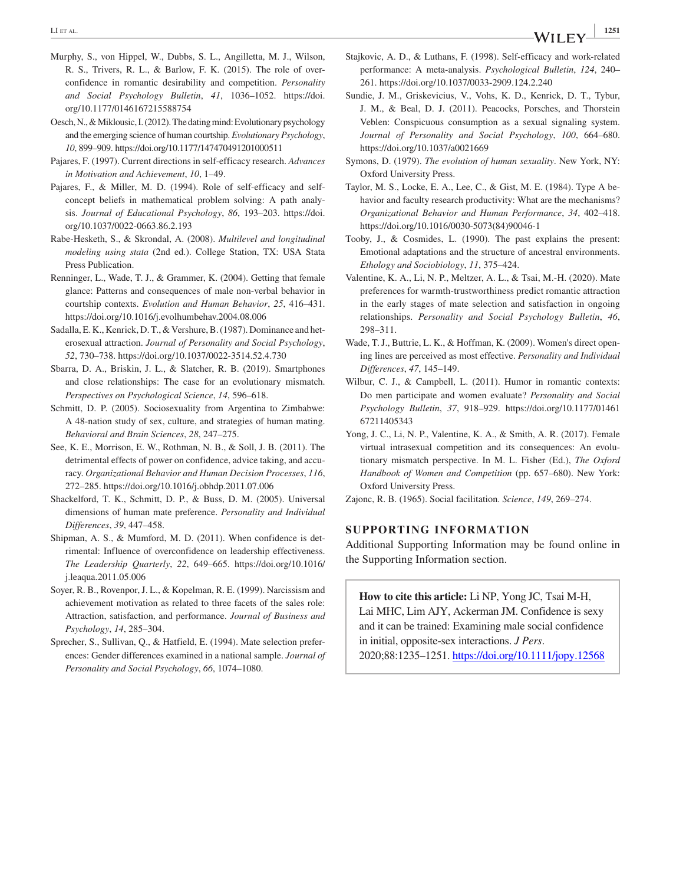Murphy, S., von Hippel, W., Dubbs, S. L., Angilletta, M. J., Wilson, R. S., Trivers, R. L., & Barlow, F. K. (2015). The role of overconfidence in romantic desirability and competition. *Personality and Social Psychology Bulletin*, *41*, 1036–1052. https://doi.org/10.1177/0146167215588754

Oesch, N., & Miklousic, I. (2012). The dating mind: Evolutionary psychology and the emerging science of human courtship. *Evolutionary Psychology*, *10*, 899–909. https://doi.org/10.1177/147470491201000511

Pajares, F. (1997). Current directions in self-efficacy research. *Advances in Motivation and Achievement*, *10*, 1–49.

Pajares, F., & Miller, M. D. (1994). Role of self-efficacy and self-concept beliefs in mathematical problem solving: A path analysis. *Journal of Educational Psychology*, *86*, 193–203. https://doi.org/10.1037/0022-0663.86.2.193

Rabe-Hesketh, S., & Skrondal, A. (2008). *Multilevel and longitudinal modeling using stata* (2nd ed.). College Station, TX: USA Stata Press Publication.

Renninger, L., Wade, T. J., & Grammer, K. (2004). Getting that female glance: Patterns and consequences of male non-verbal behavior in courtship contexts. *Evolution and Human Behavior*, *25*, 416–431. https://doi.org/10.1016/j.evolhumbehav.2004.08.006

Sadalla, E. K., Kenrick, D. T., & Vershure, B. (1987). Dominance and heterosexual attraction. *Journal of Personality and Social Psychology*, *52*, 730–738. https://doi.org/10.1037/0022-3514.52.4.730

Sbarra, D. A., Briskin, J. L., & Slatcher, R. B. (2019). Smartphones and close relationships: The case for an evolutionary mismatch. *Perspectives on Psychological Science*, *14*, 596–618.

Schmitt, D. P. (2005). Sociosexuality from Argentina to Zimbabwe: A 48-nation study of sex, culture, and strategies of human mating. *Behavioral and Brain Sciences*, *28*, 247–275.

See, K. E., Morrison, E. W., Rothman, N. B., & Soll, J. B. (2011). The detrimental effects of power on confidence, advice taking, and accuracy. *Organizational Behavior and Human Decision Processes*, *116*, 272–285. https://doi.org/10.1016/j.obhdp.2011.07.006

Shackelford, T. K., Schmitt, D. P., & Buss, D. M. (2005). Universal dimensions of human mate preference. *Personality and Individual Differences*, *39*, 447–458.

Shipman, A. S., & Mumford, M. D. (2011). When confidence is detrimental: Influence of overconfidence on leadership effectiveness. *The Leadership Quarterly*, *22*, 649–665. https://doi.org/10.1016/j.leaqua.2011.05.006

Soyer, R. B., Rovenpor, J. L., & Kopelman, R. E. (1999). Narcissism and achievement motivation as related to three facets of the sales role: Attraction, satisfaction, and performance. *Journal of Business and Psychology*, *14*, 285–304.

Sprecher, S., Sullivan, Q., & Hatfield, E. (1994). Mate selection preferences: Gender differences examined in a national sample. *Journal of Personality and Social Psychology*, *66*, 1074–1080.

Stajkovic, A. D., & Luthans, F. (1998). Self-efficacy and work-related performance: A meta-analysis. *Psychological Bulletin*, *124*, 240–261. https://doi.org/10.1037/0033-2909.124.2.240

Sundie, J. M., Griskevicius, V., Vohs, K. D., Kenrick, D. T., Tybur, J. M., & Beal, D. J. (2011). Peacocks, Porsches, and Thorstein Veblen: Conspicuous consumption as a sexual signaling system. *Journal of Personality and Social Psychology*, *100*, 664–680. https://doi.org/10.1037/a0021669

Symons, D. (1979). *The evolution of human sexuality*. New York, NY: Oxford University Press.

Taylor, M. S., Locke, E. A., Lee, C., & Gist, M. E. (1984). Type A behavior and faculty research productivity: What are the mechanisms? *Organizational Behavior and Human Performance*, *34*, 402–418. https://doi.org/10.1016/0030-5073(84)90046-1

Tooby, J., & Cosmides, L. (1990). The past explains the present: Emotional adaptations and the structure of ancestral environments. *Ethology and Sociobiology*, *11*, 375–424.

Valentine, K. A., Li, N. P., Meltzer, A. L., & Tsai, M.-H. (2020). Mate preferences for warmth-trustworthiness predict romantic attraction in the early stages of mate selection and satisfaction in ongoing relationships. *Personality and Social Psychology Bulletin*, *46*, 298–311.

Wade, T. J., Buttrie, L. K., & Hoffman, K. (2009). Women's direct opening lines are perceived as most effective. *Personality and Individual Differences*, *47*, 145–149.

Wilbur, C. J., & Campbell, L. (2011). Humor in romantic contexts: Do men participate and women evaluate? *Personality and Social Psychology Bulletin*, *37*, 918–929. https://doi.org/10.1177/0146167211405343

Yong, J. C., Li, N. P., Valentine, K. A., & Smith, A. R. (2017). Female virtual intrasexual competition and its consequences: An evolutionary mismatch perspective. In M. L. Fisher (Ed.), *The Oxford Handbook of Women and Competition* (pp. 657–680). New York: Oxford University Press.

Zajonc, R. B. (1965). Social facilitation. *Science*, *149*, 269–274.

## SUPPORTING INFORMATION

Additional Supporting Information may be found online in the Supporting Information section.

**How to cite this article:** Li NP, Yong JC, Tsai M-H, Lai MHC, Lim AJY, Ackerman JM. Confidence is sexy and it can be trained: Examining male social confidence in initial, opposite-sex interactions. *J Pers*. 2020;88:1235–1251. https://doi.org/10.1111/jopy.12568